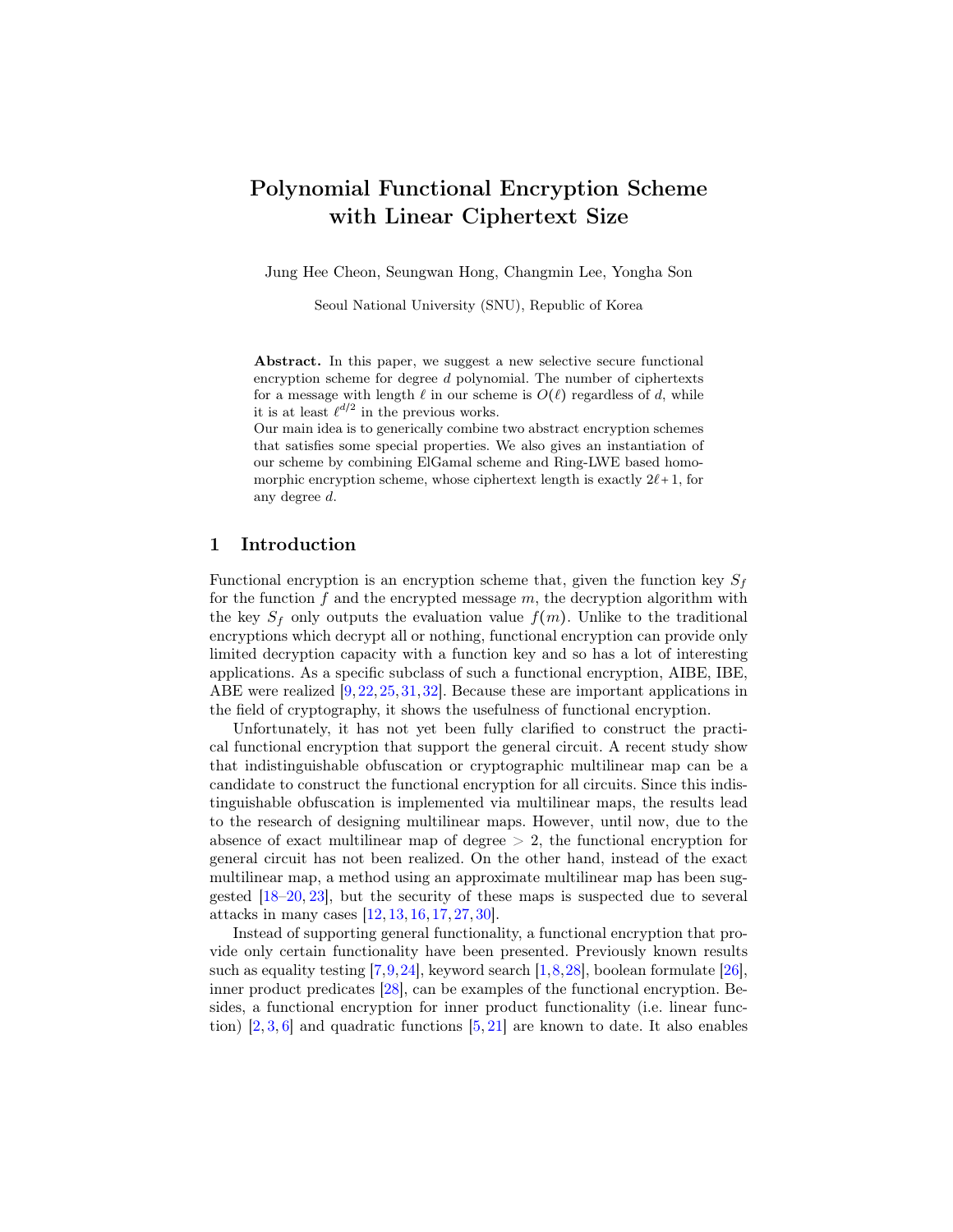# Polynomial Functional Encryption Scheme with Linear Ciphertext Size

Jung Hee Cheon, Seungwan Hong, Changmin Lee, Yongha Son

Seoul National University (SNU), Republic of Korea

**Abstract.** In this paper, we suggest a new selective secure functional encryption scheme for degree $d$ polynomial. The number of ciphertexts for a message with length $\ell$ in our scheme is $O(\ell)$ regardless of $d$, while it is at least $\ell^{d/2}$ in the previous works.
Our main idea is to generically combine two abstract encryption schemes that satisfies some special properties. We also gives an instantiation of our scheme by combining ElGamal scheme and Ring-LWE based homomorphic encryption scheme, whose ciphertext length is exactly $2\ell+1$, for any degree $d$.

## 1 Introduction

Functional encryption is an encryption scheme that, given the function key $S_f$ for the function $f$ and the encrypted message $m$, the decryption algorithm with the key $S_f$ only outputs the evaluation value $f(m)$. Unlike to the traditional encryptions which decrypt all or nothing, functional encryption can provide only limited decryption capacity with a function key and so has a lot of interesting applications. As a specific subclass of such a functional encryption, AIBE, IBE, ABE were realized [9,22,25,31,32]. Because these are important applications in the field of cryptography, it shows the usefulness of functional encryption.

Unfortunately, it has not yet been fully clarified to construct the practical functional encryption that support the general circuit. A recent study show that indistinguishable obfuscation or cryptographic multilinear map can be a candidate to construct the functional encryption for all circuits. Since this indistinguishable obfuscation is implemented via multilinear maps, the results lead to the research of designing multilinear maps. However, until now, due to the absence of exact multilinear map of degree $> 2$, the functional encryption for general circuit has not been realized. On the other hand, instead of the exact multilinear map, a method using an approximate multilinear map has been suggested [18–20,23], but the security of these maps is suspected due to several attacks in many cases [12,13,16,17,27,30].

Instead of supporting general functionality, a functional encryption that provide only certain functionality have been presented. Previously known results such as equality testing [7,9,24], keyword search [1,8,28], boolean formulate [26], inner product predicates [28], can be examples of the functional encryption. Besides, a functional encryption for inner product functionality (i.e. linear function) [2,3,6] and quadratic functions [5,21] are known to date. It also enables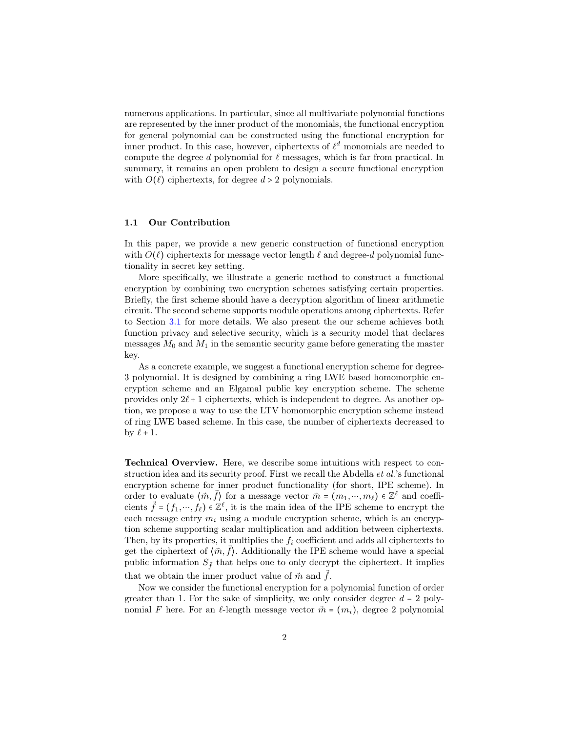numerous applications. In particular, since all multivariate polynomial functions are represented by the inner product of the monomials, the functional encryption for general polynomial can be constructed using the functional encryption for inner product. In this case, however, ciphertexts of $\ell^d$ monomials are needed to compute the degree $d$ polynomial for $\ell$ messages, which is far from practical. In summary, it remains an open problem to design a secure functional encryption with $O(\ell)$ ciphertexts, for degree $d > 2$ polynomials.

### 1.1 Our Contribution

In this paper, we provide a new generic construction of functional encryption with $O(\ell)$ ciphertexts for message vector length $\ell$ and degree-$d$ polynomial functionality in secret key setting.

More specifically, we illustrate a generic method to construct a functional encryption by combining two encryption schemes satisfying certain properties. Briefly, the first scheme should have a decryption algorithm of linear arithmetic circuit. The second scheme supports module operations among ciphertexts. Refer to Section 3.1 for more details. We also present the our scheme achieves both function privacy and selective security, which is a security model that declares messages $M_0$ and $M_1$ in the semantic security game before generating the master key.

As a concrete example, we suggest a functional encryption scheme for degree-3 polynomial. It is designed by combining a ring LWE based homomorphic encryption scheme and an Elgamal public key encryption scheme. The scheme provides only $2\ell + 1$ ciphertexts, which is independent to degree. As another option, we propose a way to use the LTV homomorphic encryption scheme instead of ring LWE based scheme. In this case, the number of ciphertexts decreased to by $\ell + 1$.

**Technical Overview.** Here, we describe some intuitions with respect to construction idea and its security proof. First we recall the Abdella *et al.*'s functional encryption scheme for inner product functionality (for short, IPE scheme). In order to evaluate $\langle \vec{m}, \vec{f} \rangle$ for a message vector $\vec{m} = (m_1, \cdots, m_\ell) \in \mathbb{Z}^\ell$ and coefficients $\vec{f} = (f_1, \cdots, f_\ell) \in \mathbb{Z}^\ell$, it is the main idea of the IPE scheme to encrypt the each message entry $m_i$ using a module encryption scheme, which is an encryption scheme supporting scalar multiplication and addition between ciphertexts. Then, by its properties, it multiplies the $f_i$ coefficient and adds all ciphertexts to get the ciphertext of $\langle \vec{m}, \vec{f} \rangle$. Additionally the IPE scheme would have a special public information $S_{\vec{f}}$ that helps one to only decrypt the ciphertext. It implies that we obtain the inner product value of $\vec{m}$ and $\vec{f}$.

Now we consider the functional encryption for a polynomial function of order greater than 1. For the sake of simplicity, we only consider degree $d = 2$ polynomial $F$ here. For an $\ell$-length message vector $\vec{m} = (m_i)$, degree 2 polynomial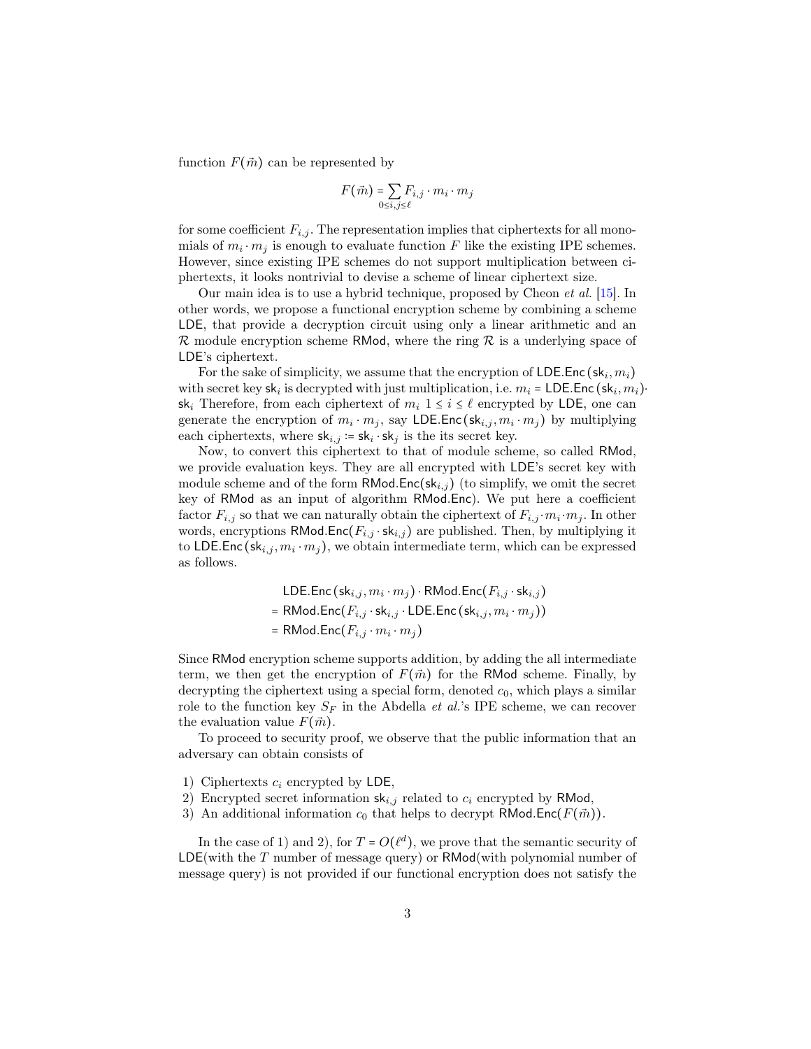function $F(\vec{m})$ can be represented by

$$F(\vec{m}) = \sum_{0 \le i,j \le \ell} F_{i,j} \cdot m_i \cdot m_j$$

for some coefficient $F_{i,j}$. The representation implies that ciphertexts for all monomials of $m_i \cdot m_j$ is enough to evaluate function $F$ like the existing IPE schemes. However, since existing IPE schemes do not support multiplication between ciphertexts, it looks nontrivial to devise a scheme of linear ciphertext size.

Our main idea is to use a hybrid technique, proposed by Cheon *et al.* [15]. In other words, we propose a functional encryption scheme by combining a scheme LDE, that provide a decryption circuit using only a linear arithmetic and an $\mathcal{R}$ module encryption scheme RMod, where the ring $\mathcal{R}$ is a underlying space of LDE's ciphertext.

For the sake of simplicity, we assume that the encryption of $\mathsf{LDE.Enc}(\mathsf{sk}_i, m_i)$ with secret key $\mathsf{sk}_i$ is decrypted with just multiplication, i.e. $m_i = \mathsf{LDE.Enc}(\mathsf{sk}_i, m_i) \cdot \mathsf{sk}_i$ Therefore, from each ciphertext of $m_i$ $1 \le i \le \ell$ encrypted by LDE, one can generate the encryption of $m_i \cdot m_j$, say $\mathsf{LDE.Enc}(\mathsf{sk}_{i,j}, m_i \cdot m_j)$ by multiplying each ciphertexts, where $\mathsf{sk}_{i,j} := \mathsf{sk}_i \cdot \mathsf{sk}_j$ is the its secret key.

Now, to convert this ciphertext to that of module scheme, so called RMod, we provide evaluation keys. They are all encrypted with LDE's secret key with module scheme and of the form $\mathsf{RMod.Enc}(\mathsf{sk}_{i,j})$ (to simplify, we omit the secret key of RMod as an input of algorithm RMod.Enc). We put here a coefficient factor $F_{i,j}$ so that we can naturally obtain the ciphertext of $F_{i,j} \cdot m_i \cdot m_j$. In other words, encryptions $\mathsf{RMod.Enc}(F_{i,j} \cdot \mathsf{sk}_{i,j})$ are published. Then, by multiplying it to $\mathsf{LDE.Enc}(\mathsf{sk}_{i,j}, m_i \cdot m_j)$, we obtain intermediate term, which can be expressed as follows.

$$\begin{aligned}
&\mathsf{LDE.Enc}(\mathsf{sk}_{i,j}, m_i \cdot m_j) \cdot \mathsf{RMod.Enc}(F_{i,j} \cdot \mathsf{sk}_{i,j}) \\
&= \mathsf{RMod.Enc}(F_{i,j} \cdot \mathsf{sk}_{i,j} \cdot \mathsf{LDE.Enc}(\mathsf{sk}_{i,j}, m_i \cdot m_j)) \\
&= \mathsf{RMod.Enc}(F_{i,j} \cdot m_i \cdot m_j)
\end{aligned}$$

Since RMod encryption scheme supports addition, by adding the all intermediate term, we then get the encryption of $F(\vec{m})$ for the RMod scheme. Finally, by decrypting the ciphertext using a special form, denoted $c_0$, which plays a similar role to the function key $S_F$ in the Abdella *et al.*'s IPE scheme, we can recover the evaluation value $F(\vec{m})$.

To proceed to security proof, we observe that the public information that an adversary can obtain consists of

1) Ciphertexts $c_i$ encrypted by LDE,
2) Encrypted secret information $\mathsf{sk}_{i,j}$ related to $c_i$ encrypted by RMod,
3) An additional information $c_0$ that helps to decrypt $\mathsf{RMod.Enc}(F(\vec{m}))$.

In the case of 1) and 2), for $T = O(\ell^d)$, we prove that the semantic security of LDE(with the $T$ number of message query) or RMod(with polynomial number of message query) is not provided if our functional encryption does not satisfy the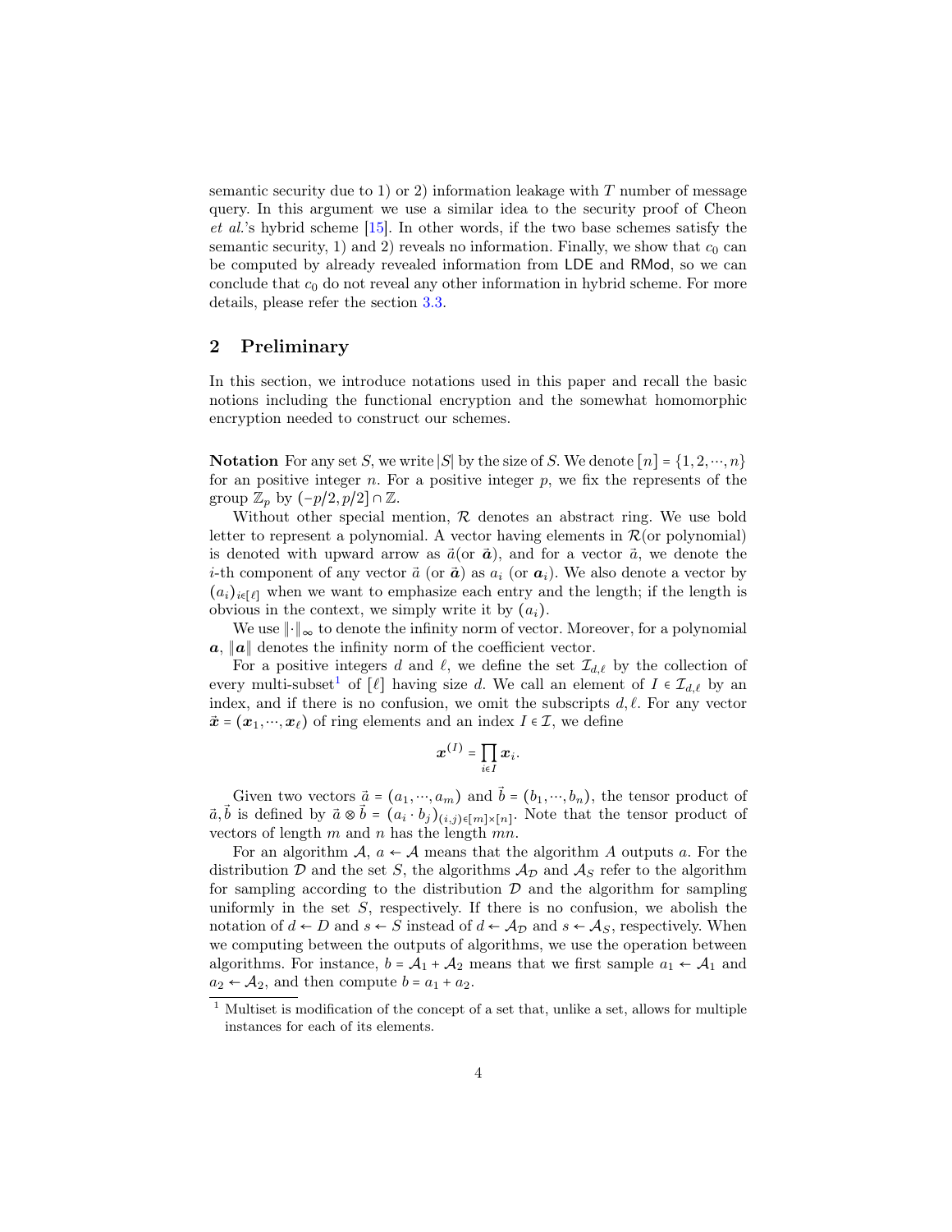semantic security due to 1) or 2) information leakage with $T$ number of message query. In this argument we use a similar idea to the security proof of Cheon *et al.*'s hybrid scheme [15]. In other words, if the two base schemes satisfy the semantic security, 1) and 2) reveals no information. Finally, we show that $c_0$ can be computed by already revealed information from LDE and RMod, so we can conclude that $c_0$ do not reveal any other information in hybrid scheme. For more details, please refer the section 3.3.

## 2 Preliminary

In this section, we introduce notations used in this paper and recall the basic notions including the functional encryption and the somewhat homomorphic encryption needed to construct our schemes.

**Notation** For any set $S$, we write $|S|$ by the size of $S$. We denote $[n] = \{1, 2, \cdots, n\}$ for an positive integer $n$. For a positive integer $p$, we fix the represents of the group $\mathbb{Z}_p$ by $(-p/2, p/2] \cap \mathbb{Z}$.

Without other special mention, $\mathcal{R}$ denotes an abstract ring. We use bold letter to represent a polynomial. A vector having elements in $\mathcal{R}$(or polynomial) is denoted with upward arrow as $\vec{a}$(or $\vec{\boldsymbol{a}}$), and for a vector $\vec{a}$, we denote the $i$-th component of any vector $\vec{a}$ (or $\vec{\boldsymbol{a}}$) as $a_i$ (or $\boldsymbol{a}_i$). We also denote a vector by $(a_i)_{i\in[\ell]}$ when we want to emphasize each entry and the length; if the length is obvious in the context, we simply write it by $(a_i)$.

We use $\|\cdot\|_\infty$ to denote the infinity norm of vector. Moreover, for a polynomial $\boldsymbol{a}$, $\|\boldsymbol{a}\|$ denotes the infinity norm of the coefficient vector.

For a positive integers $d$ and $\ell$, we define the set $\mathcal{I}_{d,\ell}$ by the collection of every multi-subset[1] of $[\ell]$ having size $d$. We call an element of $I \in \mathcal{I}_{d,\ell}$ by an index, and if there is no confusion, we omit the subscripts $d, \ell$. For any vector $\vec{\boldsymbol{x}} = (\boldsymbol{x}_1, \cdots, \boldsymbol{x}_\ell)$ of ring elements and an index $I \in \mathcal{I}$, we define

$$\boldsymbol{x}^{(I)} = \prod_{i\in I} \boldsymbol{x}_i.$$

Given two vectors $\vec{a} = (a_1, \cdots, a_m)$ and $\vec{b} = (b_1, \cdots, b_n)$, the tensor product of $\vec{a}, \vec{b}$ is defined by $\vec{a} \otimes \vec{b} = (a_i \cdot b_j)_{(i,j)\in[m]\times[n]}$. Note that the tensor product of vectors of length $m$ and $n$ has the length $mn$.

For an algorithm $\mathcal{A}$, $a \leftarrow \mathcal{A}$ means that the algorithm $A$ outputs $a$. For the distribution $\mathcal{D}$ and the set $S$, the algorithms $\mathcal{A}_\mathcal{D}$ and $\mathcal{A}_S$ refer to the algorithm for sampling according to the distribution $\mathcal{D}$ and the algorithm for sampling uniformly in the set $S$, respectively. If there is no confusion, we abolish the notation of $d \leftarrow D$ and $s \leftarrow S$ instead of $d \leftarrow \mathcal{A}_\mathcal{D}$ and $s \leftarrow \mathcal{A}_S$, respectively. When we computing between the outputs of algorithms, we use the operation between algorithms. For instance, $b = \mathcal{A}_1 + \mathcal{A}_2$ means that we first sample $a_1 \leftarrow \mathcal{A}_1$ and $a_2 \leftarrow \mathcal{A}_2$, and then compute $b = a_1 + a_2$.

[1] Multiset is modification of the concept of a set that, unlike a set, allows for multiple instances for each of its elements.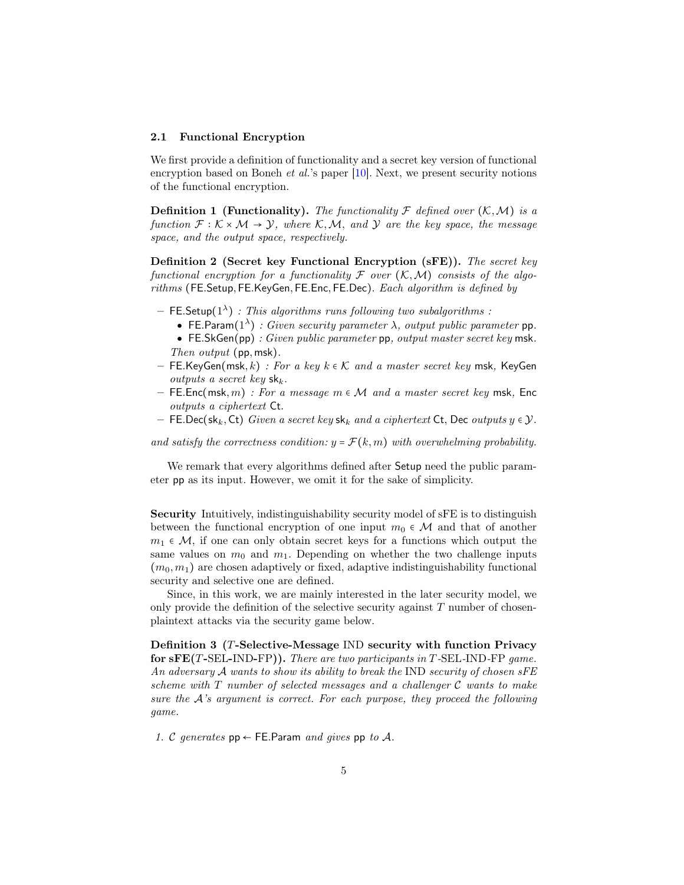### 2.1 Functional Encryption

We first provide a definition of functionality and a secret key version of functional encryption based on Boneh *et al.*'s paper [10]. Next, we present security notions of the functional encryption.

**Definition 1 (Functionality).** *The functionality $\mathcal{F}$ defined over $(\mathcal{K}, \mathcal{M})$ is a function $\mathcal{F} : \mathcal{K} \times \mathcal{M} \to \mathcal{Y}$, where $\mathcal{K}, \mathcal{M}$, and $\mathcal{Y}$ are the key space, the message space, and the output space, respectively.*

**Definition 2 (Secret key Functional Encryption (sFE)).** *The secret key functional encryption for a functionality $\mathcal{F}$ over $(\mathcal{K}, \mathcal{M})$ consists of the algorithms $(\mathsf{FE.Setup}, \mathsf{FE.KeyGen}, \mathsf{FE.Enc}, \mathsf{FE.Dec})$. Each algorithm is defined by*

- $\mathsf{FE.Setup}(1^\lambda)$ *: This algorithms runs following two subalgorithms :*
  - $\mathsf{FE.Param}(1^\lambda)$ *: Given security parameter $\lambda$, output public parameter $\mathsf{pp}$.*
  - $\mathsf{FE.SkGen}(\mathsf{pp})$ *: Given public parameter $\mathsf{pp}$, output master secret key $\mathsf{msk}$.*

  *Then output $(\mathsf{pp}, \mathsf{msk})$.*
- $\mathsf{FE.KeyGen}(\mathsf{msk}, k)$ *: For a key $k \in \mathcal{K}$ and a master secret key $\mathsf{msk}$, $\mathsf{KeyGen}$ outputs a secret key $\mathsf{sk}_k$.*
- $\mathsf{FE.Enc}(\mathsf{msk}, m)$ *: For a message $m \in \mathcal{M}$ and a master secret key $\mathsf{msk}$, $\mathsf{Enc}$ outputs a ciphertext $\mathsf{Ct}$.*
- $\mathsf{FE.Dec}(\mathsf{sk}_k, \mathsf{Ct})$ *Given a secret key $\mathsf{sk}_k$ and a ciphertext $\mathsf{Ct}$, $\mathsf{Dec}$ outputs $y \in \mathcal{Y}$.*

*and satisfy the correctness condition: $y = \mathcal{F}(k, m)$ with overwhelming probability.*

We remark that every algorithms defined after $\mathsf{Setup}$ need the public parameter $\mathsf{pp}$ as its input. However, we omit it for the sake of simplicity.

**Security** Intuitively, indistinguishability security model of sFE is to distinguish between the functional encryption of one input $m_0 \in \mathcal{M}$ and that of another $m_1 \in \mathcal{M}$, if one can only obtain secret keys for a functions which output the same values on $m_0$ and $m_1$. Depending on whether the two challenge inputs $(m_0, m_1)$ are chosen adaptively or fixed, adaptive indistinguishability functional security and selective one are defined.

Since, in this work, we are mainly interested in the later security model, we only provide the definition of the selective security against $T$ number of chosen-plaintext attacks via the security game below.

**Definition 3 ($T$-Selective-Message IND security with function Privacy for sFE($T$-SEL-IND-FP)).** *There are two participants in $T$-SEL-IND-FP game. An adversary $\mathcal{A}$ wants to show its ability to break the IND security of chosen sFE scheme with $T$ number of selected messages and a challenger $\mathcal{C}$ wants to make sure the $\mathcal{A}$'s argument is correct. For each purpose, they proceed the following game.*

1. *$\mathcal{C}$ generates $\mathsf{pp} \leftarrow \mathsf{FE.Param}$ and gives $\mathsf{pp}$ to $\mathcal{A}$.*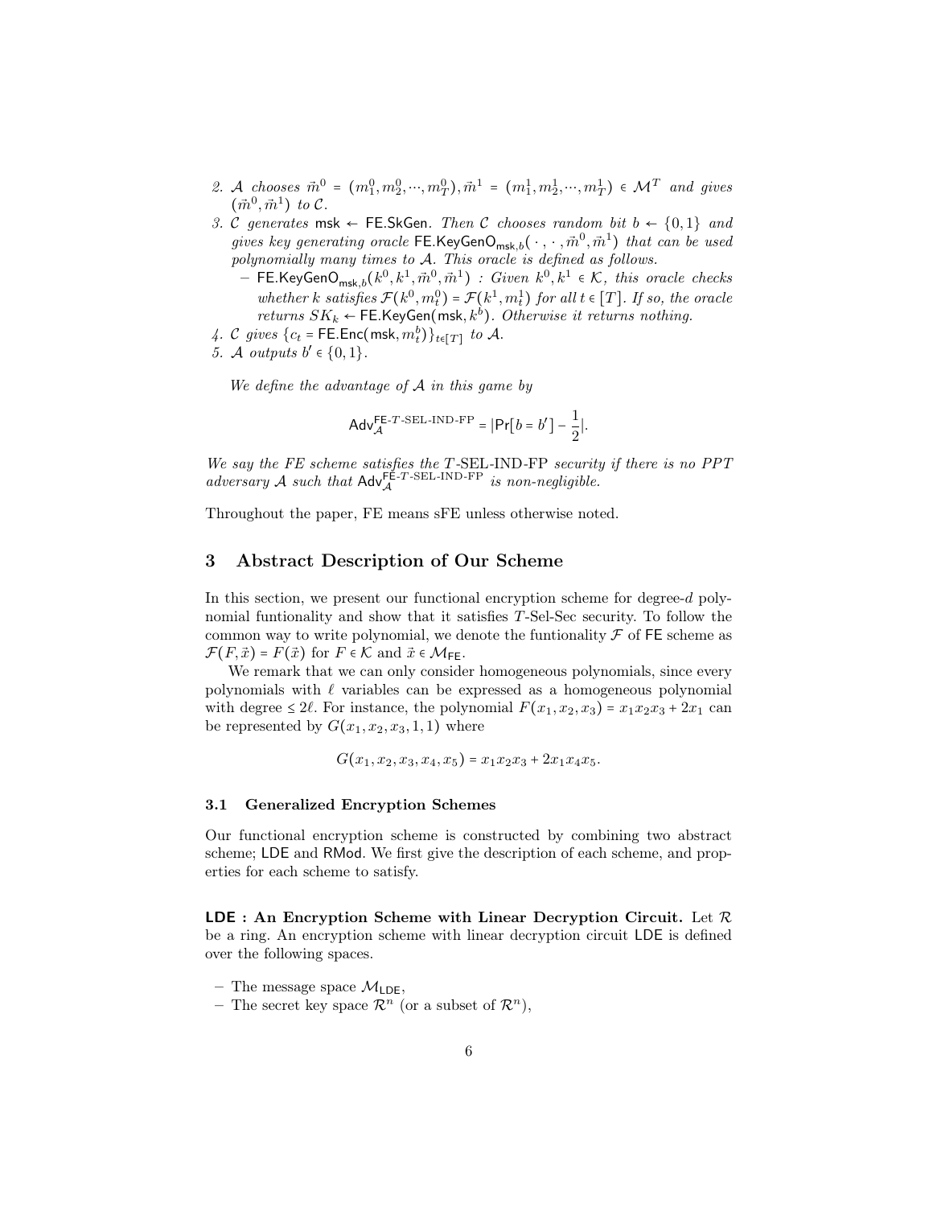2. $\mathcal{A}$ chooses $\vec{m}^0 = (m_1^0, m_2^0, \cdots, m_T^0), \vec{m}^1 = (m_1^1, m_2^1, \cdots, m_T^1) \in \mathcal{M}^T$ and gives $(\vec{m}^0, \vec{m}^1)$ to $\mathcal{C}$.
3. $\mathcal{C}$ generates $\mathsf{msk} \leftarrow \mathsf{FE.SkGen}$. Then $\mathcal{C}$ chooses random bit $b \leftarrow \{0,1\}$ and gives key generating oracle $\mathsf{FE.KeyGenO}_{\mathsf{msk},b}(\cdot, \cdot, \vec{m}^0, \vec{m}^1)$ that can be used polynomially many times to $\mathcal{A}$. This oracle is defined as follows.
   - $\mathsf{FE.KeyGenO}_{\mathsf{msk},b}(k^0, k^1, \vec{m}^0, \vec{m}^1)$ : Given $k^0, k^1 \in \mathcal{K}$, this oracle checks whether $k$ satisfies $\mathcal{F}(k^0, m_t^0) = \mathcal{F}(k^1, m_t^1)$ for all $t \in [T]$. If so, the oracle returns $SK_k \leftarrow \mathsf{FE.KeyGen}(\mathsf{msk}, k^b)$. Otherwise it returns nothing.
4. $\mathcal{C}$ gives $\{c_t = \mathsf{FE.Enc}(\mathsf{msk}, m_t^b)\}_{t \in [T]}$ to $\mathcal{A}$.
5. $\mathcal{A}$ outputs $b' \in \{0,1\}$.

*We define the advantage of $\mathcal{A}$ in this game by*

$$\mathsf{Adv}_{\mathcal{A}}^{\mathsf{FE}\text{-}T\text{-SEL-IND-FP}} = |\Pr[b = b'] - \frac{1}{2}|.$$

*We say the FE scheme satisfies the $T$-SEL-IND-FP security if there is no PPT adversary $\mathcal{A}$ such that $\mathsf{Adv}_{\mathcal{A}}^{\mathsf{FE}\text{-}T\text{-SEL-IND-FP}}$ is non-negligible.*

Throughout the paper, FE means sFE unless otherwise noted.

## 3 Abstract Description of Our Scheme

In this section, we present our functional encryption scheme for degree-$d$ polynomial funtionality and show that it satisfies $T$-Sel-Sec security. To follow the common way to write polynomial, we denote the funtionality $\mathcal{F}$ of $\mathsf{FE}$ scheme as $\mathcal{F}(F, \vec{x}) = F(\vec{x})$ for $F \in \mathcal{K}$ and $\vec{x} \in \mathcal{M}_{\mathsf{FE}}$.

We remark that we can only consider homogeneous polynomials, since every polynomials with $\ell$ variables can be expressed as a homogeneous polynomial with degree $\le 2\ell$. For instance, the polynomial $F(x_1, x_2, x_3) = x_1x_2x_3 + 2x_1$ can be represented by $G(x_1, x_2, x_3, 1, 1)$ where

$$G(x_1, x_2, x_3, x_4, x_5) = x_1x_2x_3 + 2x_1x_4x_5.$$

### 3.1 Generalized Encryption Schemes

Our functional encryption scheme is constructed by combining two abstract scheme; $\mathsf{LDE}$ and $\mathsf{RMod}$. We first give the description of each scheme, and properties for each scheme to satisfy.

**$\mathsf{LDE}$ : An Encryption Scheme with Linear Decryption Circuit.** Let $\mathcal{R}$ be a ring. An encryption scheme with linear decryption circuit $\mathsf{LDE}$ is defined over the following spaces.

- The message space $\mathcal{M}_{\mathsf{LDE}}$,
- The secret key space $\mathcal{R}^n$ (or a subset of $\mathcal{R}^n$),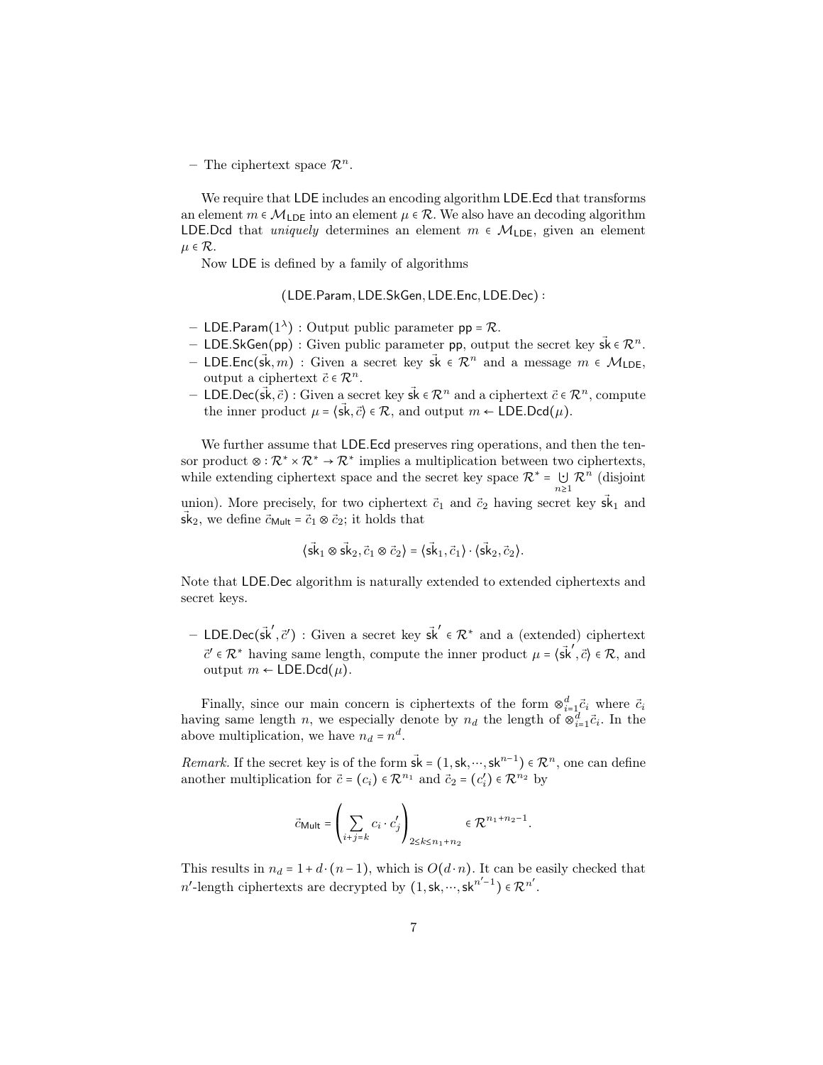– The ciphertext space $\mathcal{R}^n$.

We require that $\mathsf{LDE}$ includes an encoding algorithm $\mathsf{LDE.Ecd}$ that transforms an element $m \in \mathcal{M}_{\mathsf{LDE}}$ into an element $\mu \in \mathcal{R}$. We also have an decoding algorithm $\mathsf{LDE.Dcd}$ that *uniquely* determines an element $m \in \mathcal{M}_{\mathsf{LDE}}$, given an element $\mu \in \mathcal{R}$.

Now $\mathsf{LDE}$ is defined by a family of algorithms

$$(\mathsf{LDE.Param}, \mathsf{LDE.SkGen}, \mathsf{LDE.Enc}, \mathsf{LDE.Dec}):$$

– $\mathsf{LDE.Param}(1^\lambda)$ : Output public parameter $\mathsf{pp} = \mathcal{R}$.
– $\mathsf{LDE.SkGen}(\mathsf{pp})$ : Given public parameter $\mathsf{pp}$, output the secret key $\vec{\mathsf{sk}} \in \mathcal{R}^n$.
– $\mathsf{LDE.Enc}(\vec{\mathsf{sk}}, m)$ : Given a secret key $\vec{\mathsf{sk}} \in \mathcal{R}^n$ and a message $m \in \mathcal{M}_{\mathsf{LDE}}$, output a ciphertext $\vec{c} \in \mathcal{R}^n$.
– $\mathsf{LDE.Dec}(\vec{\mathsf{sk}}, \vec{c})$ : Given a secret key $\vec{\mathsf{sk}} \in \mathcal{R}^n$ and a ciphertext $\vec{c} \in \mathcal{R}^n$, compute the inner product $\mu = \langle \vec{\mathsf{sk}}, \vec{c} \rangle \in \mathcal{R}$, and output $m \leftarrow \mathsf{LDE.Dcd}(\mu)$.

We further assume that $\mathsf{LDE.Ecd}$ preserves ring operations, and then the tensor product $\otimes : \mathcal{R}^* \times \mathcal{R}^* \to \mathcal{R}^*$ implies a multiplication between two ciphertexts, while extending ciphertext space and the secret key space $\mathcal{R}^* = \bigcup_{n \geq 1} \mathcal{R}^n$ (disjoint union). More precisely, for two ciphertext $\vec{c}_1$ and $\vec{c}_2$ having secret key $\vec{\mathsf{sk}}_1$ and $\vec{\mathsf{sk}}_2$, we define $\vec{c}_{\mathsf{Mult}} = \vec{c}_1 \otimes \vec{c}_2$; it holds that

$$\langle \vec{\mathsf{sk}}_1 \otimes \vec{\mathsf{sk}}_2, \vec{c}_1 \otimes \vec{c}_2 \rangle = \langle \vec{\mathsf{sk}}_1, \vec{c}_1 \rangle \cdot \langle \vec{\mathsf{sk}}_2, \vec{c}_2 \rangle.$$

Note that $\mathsf{LDE.Dec}$ algorithm is naturally extended to extended ciphertexts and secret keys.

– $\mathsf{LDE.Dec}(\vec{\mathsf{sk}}', \vec{c}')$ : Given a secret key $\vec{\mathsf{sk}}' \in \mathcal{R}^*$ and a (extended) ciphertext $\vec{c}' \in \mathcal{R}^*$ having same length, compute the inner product $\mu = \langle \vec{\mathsf{sk}}', \vec{c} \rangle \in \mathcal{R}$, and output $m \leftarrow \mathsf{LDE.Dcd}(\mu)$.

Finally, since our main concern is ciphertexts of the form $\otimes_{i=1}^d \vec{c}_i$ where $\vec{c}_i$ having same length $n$, we especially denote by $n_d$ the length of $\otimes_{i=1}^d \vec{c}_i$. In the above multiplication, we have $n_d = n^d$.

*Remark.* If the secret key is of the form $\vec{\mathsf{sk}} = (1, \mathsf{sk}, \cdots, \mathsf{sk}^{n-1}) \in \mathcal{R}^n$, one can define another multiplication for $\vec{c} = (c_i) \in \mathcal{R}^{n_1}$ and $\vec{c}_2 = (c_i') \in \mathcal{R}^{n_2}$ by

$$\vec{c}_{\mathsf{Mult}} = \left( \sum_{i+j=k} c_i \cdot c_j' \right)_{2 \leq k \leq n_1 + n_2} \in \mathcal{R}^{n_1 + n_2 - 1}.$$

This results in $n_d = 1 + d \cdot (n-1)$, which is $O(d \cdot n)$. It can be easily checked that $n'$-length ciphertexts are decrypted by $(1, \mathsf{sk}, \cdots, \mathsf{sk}^{n'-1}) \in \mathcal{R}^{n'}$.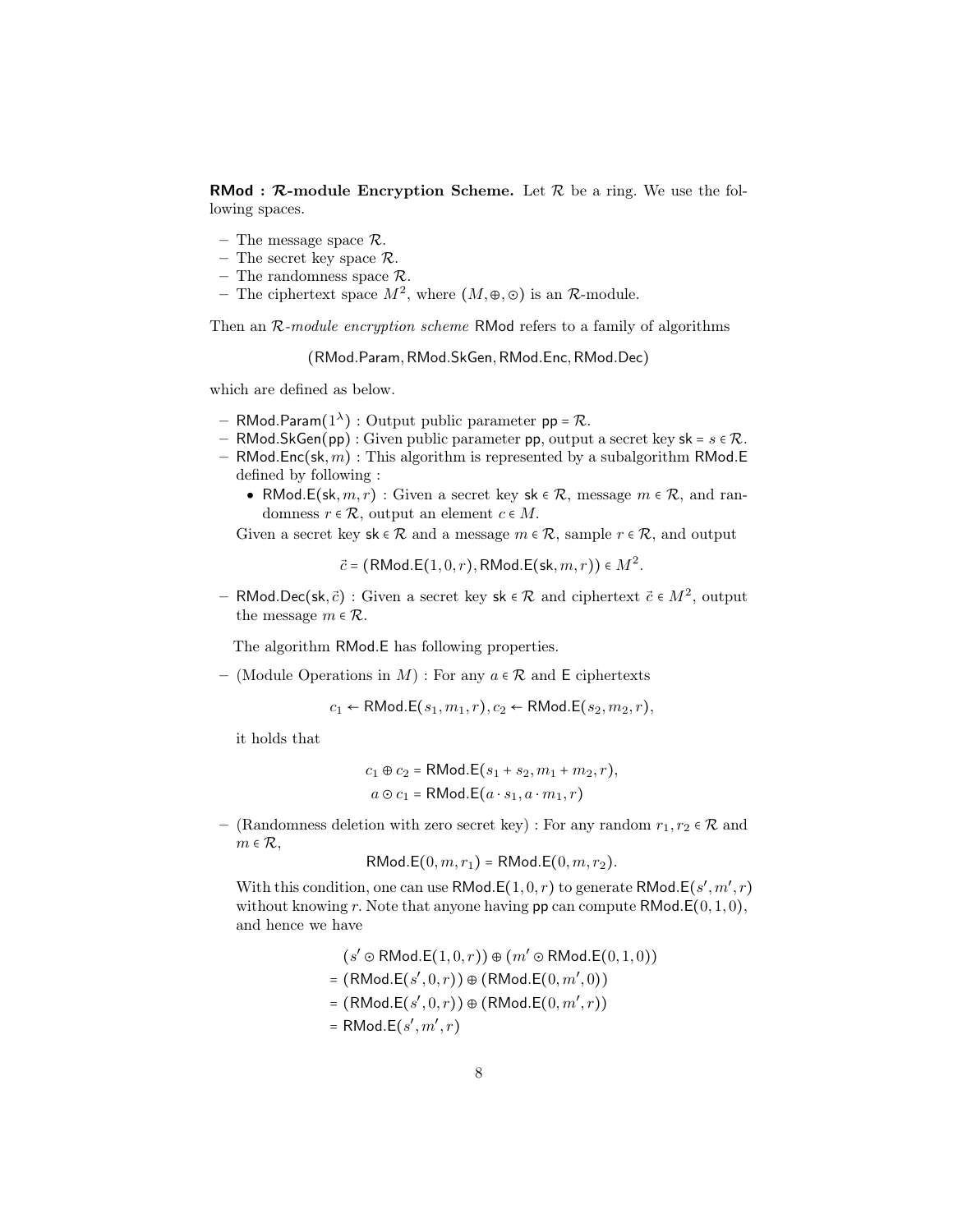**RMod : $\mathcal{R}$-module Encryption Scheme.** Let $\mathcal{R}$ be a ring. We use the following spaces.

- The message space $\mathcal{R}$.
- The secret key space $\mathcal{R}$.
- The randomness space $\mathcal{R}$.
- The ciphertext space $M^2$, where $(M, \oplus, \odot)$ is an $\mathcal{R}$-module.

Then an *$\mathcal{R}$-module encryption scheme* $\mathsf{RMod}$ refers to a family of algorithms

$$(\mathsf{RMod.Param}, \mathsf{RMod.SkGen}, \mathsf{RMod.Enc}, \mathsf{RMod.Dec})$$

which are defined as below.

- $\mathsf{RMod.Param}(1^\lambda)$ : Output public parameter $\mathsf{pp} = \mathcal{R}$.
- $\mathsf{RMod.SkGen}(\mathsf{pp})$ : Given public parameter $\mathsf{pp}$, output a secret key $\mathsf{sk} = s \in \mathcal{R}$.
- $\mathsf{RMod.Enc}(\mathsf{sk}, m)$ : This algorithm is represented by a subalgorithm $\mathsf{RMod.E}$ defined by following :
  - $\mathsf{RMod.E}(\mathsf{sk}, m, r)$ : Given a secret key $\mathsf{sk} \in \mathcal{R}$, message $m \in \mathcal{R}$, and randomness $r \in \mathcal{R}$, output an element $c \in M$.

  Given a secret key $\mathsf{sk} \in \mathcal{R}$ and a message $m \in \mathcal{R}$, sample $r \in \mathcal{R}$, and output

  $$\vec{c} = (\mathsf{RMod.E}(1, 0, r), \mathsf{RMod.E}(\mathsf{sk}, m, r)) \in M^2.$$

- $\mathsf{RMod.Dec}(\mathsf{sk}, \vec{c})$ : Given a secret key $\mathsf{sk} \in \mathcal{R}$ and ciphertext $\vec{c} \in M^2$, output the message $m \in \mathcal{R}$.

The algorithm $\mathsf{RMod.E}$ has following properties.

- (Module Operations in $M$) : For any $a \in \mathcal{R}$ and $\mathsf{E}$ ciphertexts

  $$c_1 \leftarrow \mathsf{RMod.E}(s_1, m_1, r), c_2 \leftarrow \mathsf{RMod.E}(s_2, m_2, r),$$

  it holds that

  $$c_1 \oplus c_2 = \mathsf{RMod.E}(s_1 + s_2, m_1 + m_2, r),$$
  $$a \odot c_1 = \mathsf{RMod.E}(a \cdot s_1, a \cdot m_1, r)$$

- (Randomness deletion with zero secret key) : For any random $r_1, r_2 \in \mathcal{R}$ and $m \in \mathcal{R}$,

  $$\mathsf{RMod.E}(0, m, r_1) = \mathsf{RMod.E}(0, m, r_2).$$

  With this condition, one can use $\mathsf{RMod.E}(1, 0, r)$ to generate $\mathsf{RMod.E}(s', m', r)$ without knowing $r$. Note that anyone having $\mathsf{pp}$ can compute $\mathsf{RMod.E}(0, 1, 0)$, and hence we have

  $$\begin{aligned}
  &(s' \odot \mathsf{RMod.E}(1, 0, r)) \oplus (m' \odot \mathsf{RMod.E}(0, 1, 0)) \\
  &= (\mathsf{RMod.E}(s', 0, r)) \oplus (\mathsf{RMod.E}(0, m', 0)) \\
  &= (\mathsf{RMod.E}(s', 0, r)) \oplus (\mathsf{RMod.E}(0, m', r)) \\
  &= \mathsf{RMod.E}(s', m', r)
  \end{aligned}$$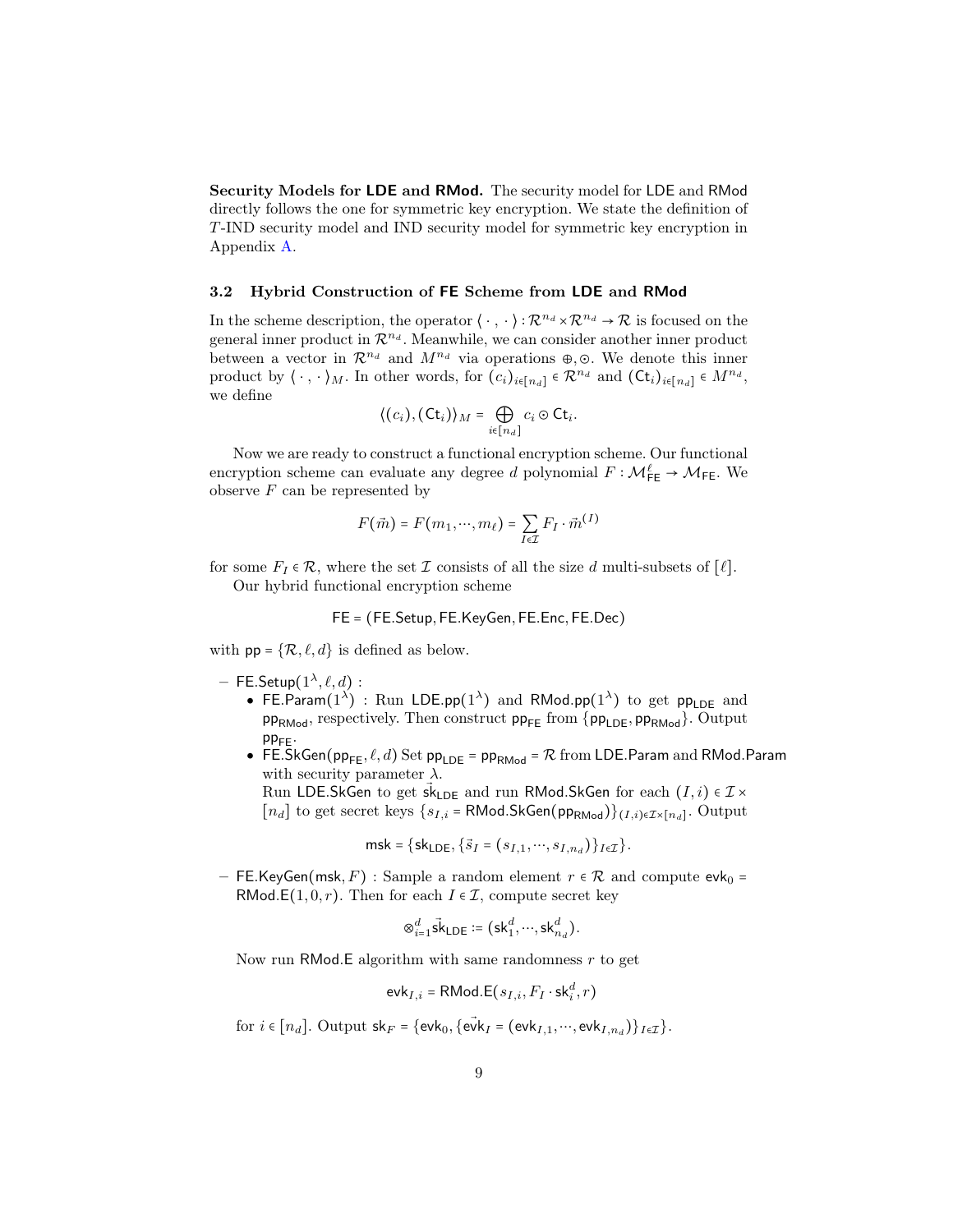**Security Models for LDE and RMod.** The security model for LDE and RMod directly follows the one for symmetric key encryption. We state the definition of $T$-IND security model and IND security model for symmetric key encryption in Appendix A.

### 3.2 Hybrid Construction of FE Scheme from LDE and RMod

In the scheme description, the operator $\langle \cdot , \cdot \rangle : \mathcal{R}^{n_d} \times \mathcal{R}^{n_d} \to \mathcal{R}$ is focused on the general inner product in $\mathcal{R}^{n_d}$. Meanwhile, we can consider another inner product between a vector in $\mathcal{R}^{n_d}$ and $M^{n_d}$ via operations $\oplus, \odot$. We denote this inner product by $\langle \cdot , \cdot \rangle_M$. In other words, for $(c_i)_{i\in[n_d]} \in \mathcal{R}^{n_d}$ and $(\mathsf{Ct}_i)_{i\in[n_d]} \in M^{n_d}$, we define

$$\langle (c_i), (\mathsf{Ct}_i) \rangle_M = \bigoplus_{i\in[n_d]} c_i \odot \mathsf{Ct}_i.$$

Now we are ready to construct a functional encryption scheme. Our functional encryption scheme can evaluate any degree $d$ polynomial $F : \mathcal{M}_{\mathsf{FE}}^{\ell} \to \mathcal{M}_{\mathsf{FE}}$. We observe $F$ can be represented by

$$F(\vec{m}) = F(m_1, \cdots, m_\ell) = \sum_{I\in\mathcal{I}} F_I \cdot \vec{m}^{(I)}$$

for some $F_I \in \mathcal{R}$, where the set $\mathcal{I}$ consists of all the size $d$ multi-subsets of $[\ell]$.

Our hybrid functional encryption scheme

$$\mathsf{FE} = (\mathsf{FE.Setup}, \mathsf{FE.KeyGen}, \mathsf{FE.Enc}, \mathsf{FE.Dec})$$

with $\mathsf{pp} = \{\mathcal{R}, \ell, d\}$ is defined as below.

- $\mathsf{FE.Setup}(1^\lambda, \ell, d)$ :
  - $\mathsf{FE.Param}(1^\lambda)$ : Run $\mathsf{LDE.pp}(1^\lambda)$ and $\mathsf{RMod.pp}(1^\lambda)$ to get $\mathsf{pp}_{\mathsf{LDE}}$ and $\mathsf{pp}_{\mathsf{RMod}}$, respectively. Then construct $\mathsf{pp}_{\mathsf{FE}}$ from $\{\mathsf{pp}_{\mathsf{LDE}}, \mathsf{pp}_{\mathsf{RMod}}\}$. Output $\mathsf{pp}_{\mathsf{FE}}$.
  - $\mathsf{FE.SkGen}(\mathsf{pp}_{\mathsf{FE}}, \ell, d)$ Set $\mathsf{pp}_{\mathsf{LDE}} = \mathsf{pp}_{\mathsf{RMod}} = \mathcal{R}$ from $\mathsf{LDE.Param}$ and $\mathsf{RMod.Param}$ with security parameter $\lambda$.
    Run $\mathsf{LDE.SkGen}$ to get $\vec{\mathsf{sk}}_{\mathsf{LDE}}$ and run $\mathsf{RMod.SkGen}$ for each $(I, i) \in \mathcal{I} \times [n_d]$ to get secret keys $\{s_{I,i} = \mathsf{RMod.SkGen}(\mathsf{pp}_{\mathsf{RMod}})\}_{(I,i)\in\mathcal{I}\times[n_d]}$. Output

$$\mathsf{msk} = \{\mathsf{sk}_{\mathsf{LDE}}, \{\vec{s}_I = (s_{I,1}, \cdots, s_{I,n_d})\}_{I\in\mathcal{I}}\}.$$

- $\mathsf{FE.KeyGen}(\mathsf{msk}, F)$ : Sample a random element $r \in \mathcal{R}$ and compute $\mathsf{evk}_0 = \mathsf{RMod.E}(1, 0, r)$. Then for each $I \in \mathcal{I}$, compute secret key

$$\otimes_{i=1}^{d} \vec{\mathsf{sk}}_{\mathsf{LDE}} := (\mathsf{sk}_1^d, \cdots, \mathsf{sk}_{n_d}^d).$$

  Now run $\mathsf{RMod.E}$ algorithm with same randomness $r$ to get

$$\mathsf{evk}_{I,i} = \mathsf{RMod.E}(s_{I,i}, F_I \cdot \mathsf{sk}_i^d, r)$$

  for $i \in [n_d]$. Output $\mathsf{sk}_F = \{\mathsf{evk}_0, \{\vec{\mathsf{evk}}_I = (\mathsf{evk}_{I,1}, \cdots, \mathsf{evk}_{I,n_d})\}_{I\in\mathcal{I}}\}$.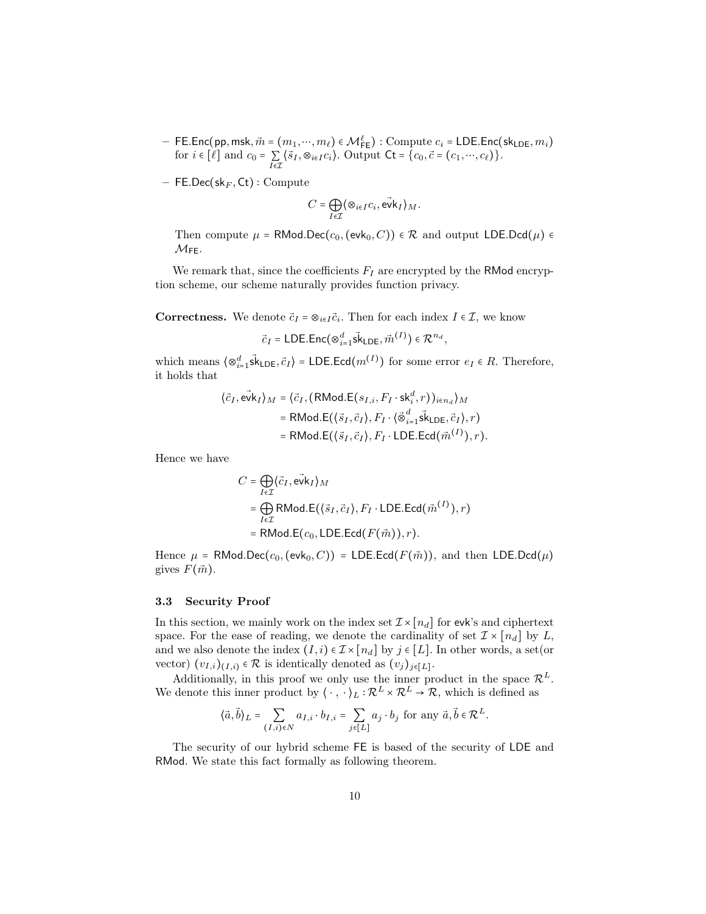– $\mathsf{FE.Enc}(\mathsf{pp}, \mathsf{msk}, \vec{m} = (m_1, \cdots, m_\ell) \in \mathcal{M}_{\mathsf{FE}}^\ell)$ : Compute $c_i = \mathsf{LDE.Enc}(\mathsf{sk}_{\mathsf{LDE}}, m_i)$ for $i \in [\ell]$ and $c_0 = \sum_{I \in \mathcal{I}} \langle \vec{s}_I, \otimes_{i \in I} c_i \rangle$. Output $\mathsf{Ct} = \{c_0, \vec{c} = (c_1, \cdots, c_\ell)\}$.

– $\mathsf{FE.Dec}(\mathsf{sk}_F, \mathsf{Ct})$ : Compute

$$C = \bigoplus_{I \in \mathcal{I}} \langle \otimes_{i \in I} c_i, \vec{\mathsf{evk}}_I \rangle_M .$$

Then compute $\mu = \mathsf{RMod.Dec}(c_0, (\mathsf{evk}_0, C)) \in \mathcal{R}$ and output $\mathsf{LDE.Dcd}(\mu) \in \mathcal{M}_{\mathsf{FE}}$.

We remark that, since the coefficients $F_I$ are encrypted by the $\mathsf{RMod}$ encryption scheme, our scheme naturally provides function privacy.

**Correctness.** We denote $\vec{c}_I = \otimes_{i \in I} \vec{c}_i$. Then for each index $I \in \mathcal{I}$, we know

$$\vec{c}_I = \mathsf{LDE.Enc}(\otimes_{i=1}^d \vec{\mathsf{sk}}_{\mathsf{LDE}}, \vec{m}^{(I)}) \in \mathcal{R}^{n_d},$$

which means $\langle \otimes_{i=1}^d \vec{\mathsf{sk}}_{\mathsf{LDE}}, \vec{c}_I \rangle = \mathsf{LDE.Ecd}(m^{(I)})$ for some error $e_I \in R$. Therefore, it holds that

$$\begin{aligned}
\langle \vec{c}_I, \vec{\mathsf{evk}}_I \rangle_M &= \langle \vec{c}_I, (\mathsf{RMod.E}(s_{I,i}, F_I \cdot \mathsf{sk}_i^d, r))_{i \in n_d} \rangle_M \\
&= \mathsf{RMod.E}(\langle \vec{s}_I, \vec{c}_I \rangle, F_I \cdot \langle \vec{\otimes}_{i=1}^d \vec{\mathsf{sk}}_{\mathsf{LDE}}, \vec{c}_I \rangle, r) \\
&= \mathsf{RMod.E}(\langle \vec{s}_I, \vec{c}_I \rangle, F_I \cdot \mathsf{LDE.Ecd}(\vec{m}^{(I)}), r).
\end{aligned}$$

Hence we have

$$\begin{aligned}
C &= \bigoplus_{I \in \mathcal{I}} \langle \vec{c}_I, \vec{\mathsf{evk}}_I \rangle_M \\
&= \bigoplus_{I \in \mathcal{I}} \mathsf{RMod.E}(\langle \vec{s}_I, \vec{c}_I \rangle, F_I \cdot \mathsf{LDE.Ecd}(\vec{m}^{(I)}), r) \\
&= \mathsf{RMod.E}(c_0, \mathsf{LDE.Ecd}(F(\vec{m})), r).
\end{aligned}$$

Hence $\mu = \mathsf{RMod.Dec}(c_0, (\mathsf{evk}_0, C)) = \mathsf{LDE.Ecd}(F(\vec{m}))$, and then $\mathsf{LDE.Dcd}(\mu)$ gives $F(\vec{m})$.

### 3.3 Security Proof

In this section, we mainly work on the index set $\mathcal{I} \times [n_d]$ for $\mathsf{evk}$'s and ciphertext space. For the ease of reading, we denote the cardinality of set $\mathcal{I} \times [n_d]$ by $L$, and we also denote the index $(I, i) \in \mathcal{I} \times [n_d]$ by $j \in [L]$. In other words, a set(or vector) $(v_{I,i})_{(I,i)} \in \mathcal{R}$ is identically denoted as $(v_j)_{j \in [L]}$.

Additionally, in this proof we only use the inner product in the space $\mathcal{R}^L$. We denote this inner product by $\langle \cdot, \cdot \rangle_L : \mathcal{R}^L \times \mathcal{R}^L \to \mathcal{R}$, which is defined as

$$\langle \vec{a}, \vec{b} \rangle_L = \sum_{(I,i) \in N} a_{I,i} \cdot b_{I,i} = \sum_{j \in [L]} a_j \cdot b_j \text{ for any } \vec{a}, \vec{b} \in \mathcal{R}^L.$$

The security of our hybrid scheme $\mathsf{FE}$ is based of the security of $\mathsf{LDE}$ and $\mathsf{RMod}$. We state this fact formally as following theorem.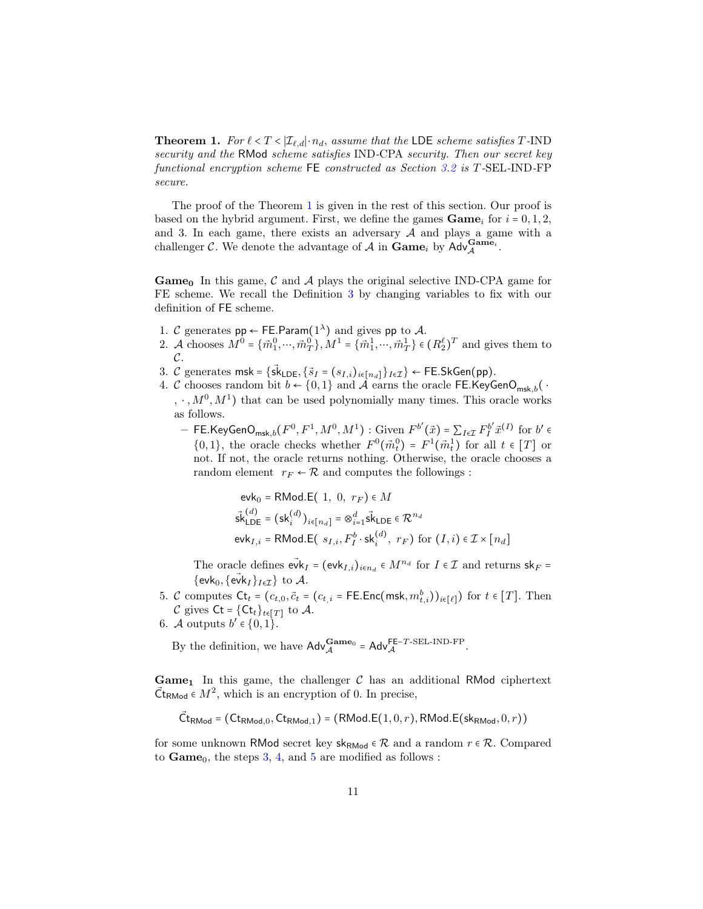**Theorem 1.** *For $\ell < T < |\mathcal{I}_{\ell,d}| \cdot n_d$, assume that the* LDE *scheme satisfies* $T$-IND *security and the* RMod *scheme satisfies* IND-CPA *security. Then our secret key functional encryption scheme* FE *constructed as Section 3.2 is* $T$-SEL-IND-FP *secure.*

The proof of the Theorem 1 is given in the rest of this section. Our proof is based on the hybrid argument. First, we define the games $\textbf{Game}_i$ for $i = 0, 1, 2,$ and 3. In each game, there exists an adversary $\mathcal{A}$ and plays a game with a challenger $\mathcal{C}$. We denote the advantage of $\mathcal{A}$ in $\textbf{Game}_i$ by $\mathsf{Adv}_{\mathcal{A}}^{\textbf{Game}_i}$.

**Game$_0$** In this game, $\mathcal{C}$ and $\mathcal{A}$ plays the original selective IND-CPA game for FE scheme. We recall the Definition 3 by changing variables to fix with our definition of FE scheme.

1. $\mathcal{C}$ generates $\mathsf{pp} \leftarrow \mathsf{FE.Param}(1^\lambda)$ and gives $\mathsf{pp}$ to $\mathcal{A}$.
2. $\mathcal{A}$ chooses $M^0 = \{\vec{m}_1^0, \cdots, \vec{m}_T^0\}, M^1 = \{\vec{m}_1^1, \cdots, \vec{m}_T^1\} \in (R_2^\ell)^T$ and gives them to $\mathcal{C}$.
3. $\mathcal{C}$ generates $\mathsf{msk} = \{\vec{\mathsf{sk}}_{\mathsf{LDE}}, \{\vec{s}_I = (s_{I,i})_{i\in[n_d]}\}_{I\in\mathcal{I}}\} \leftarrow \mathsf{FE.SkGen}(\mathsf{pp})$.
4. $\mathcal{C}$ chooses random bit $b \leftarrow \{0,1\}$ and $\mathcal{A}$ earns the oracle $\mathsf{FE.KeyGenO}_{\mathsf{msk},b}(\cdot, \cdot, M^0, M^1)$ that can be used polynomially many times. This oracle works as follows.
   - $\mathsf{FE.KeyGenO}_{\mathsf{msk},b}(F^0, F^1, M^0, M^1)$ : Given $F^{b'}(\vec{x}) = \sum_{I\in\mathcal{I}} F_I^{b'} \vec{x}^{(I)}$ for $b' \in \{0,1\}$, the oracle checks whether $F^0(\vec{m}_t^0) = F^1(\vec{m}_t^1)$ for all $t \in [T]$ or not. If not, the oracle returns nothing. Otherwise, the oracle chooses a random element $r_F \leftarrow \mathcal{R}$ and computes the followings :

$$\mathsf{evk}_0 = \mathsf{RMod.E}(\ 1,\ 0,\ r_F) \in M$$
$$\vec{\mathsf{sk}}_{\mathsf{LDE}}^{(d)} = (\mathsf{sk}_i^{(d)})_{i\in[n_d]} = \otimes_{i=1}^d \vec{\mathsf{sk}}_{\mathsf{LDE}} \in \mathcal{R}^{n_d}$$
$$\mathsf{evk}_{I,i} = \mathsf{RMod.E}(\ s_{I,i}, F_I^b \cdot \mathsf{sk}_i^{(d)},\ r_F) \text{ for } (I,i) \in \mathcal{I} \times [n_d]$$

   The oracle defines $\vec{\mathsf{evk}}_I = (\mathsf{evk}_{I,i})_{i\in n_d} \in M^{n_d}$ for $I \in \mathcal{I}$ and returns $\mathsf{sk}_F = \{\mathsf{evk}_0, \{\vec{\mathsf{evk}}_I\}_{I\in\mathcal{I}}\}$ to $\mathcal{A}$.
5. $\mathcal{C}$ computes $\mathsf{Ct}_t = (c_{t,0}, \vec{c}_t = (c_{t,i} = \mathsf{FE.Enc}(\mathsf{msk}, m_{t,i}^b))_{i\in[\ell]})$ for $t \in [T]$. Then $\mathcal{C}$ gives $\mathsf{Ct} = \{\mathsf{Ct}_t\}_{t\in[T]}$ to $\mathcal{A}$.
6. $\mathcal{A}$ outputs $b' \in \{0,1\}$.

By the definition, we have $\mathsf{Adv}_{\mathcal{A}}^{\textbf{Game}_0} = \mathsf{Adv}_{\mathcal{A}}^{\mathsf{FE}\text{-}T\text{-SEL-IND-FP}}$.

**Game$_1$** In this game, the challenger $\mathcal{C}$ has an additional RMod ciphertext $\vec{\mathsf{Ct}}_{\mathsf{RMod}} \in M^2$, which is an encryption of 0. In precise,

$$\vec{\mathsf{Ct}}_{\mathsf{RMod}} = (\mathsf{Ct}_{\mathsf{RMod},0}, \mathsf{Ct}_{\mathsf{RMod},1}) = (\mathsf{RMod.E}(1, 0, r), \mathsf{RMod.E}(\mathsf{sk}_{\mathsf{RMod}}, 0, r))$$

for some unknown RMod secret key $\mathsf{sk}_{\mathsf{RMod}} \in \mathcal{R}$ and a random $r \in \mathcal{R}$. Compared to $\textbf{Game}_0$, the steps 3, 4, and 5 are modified as follows :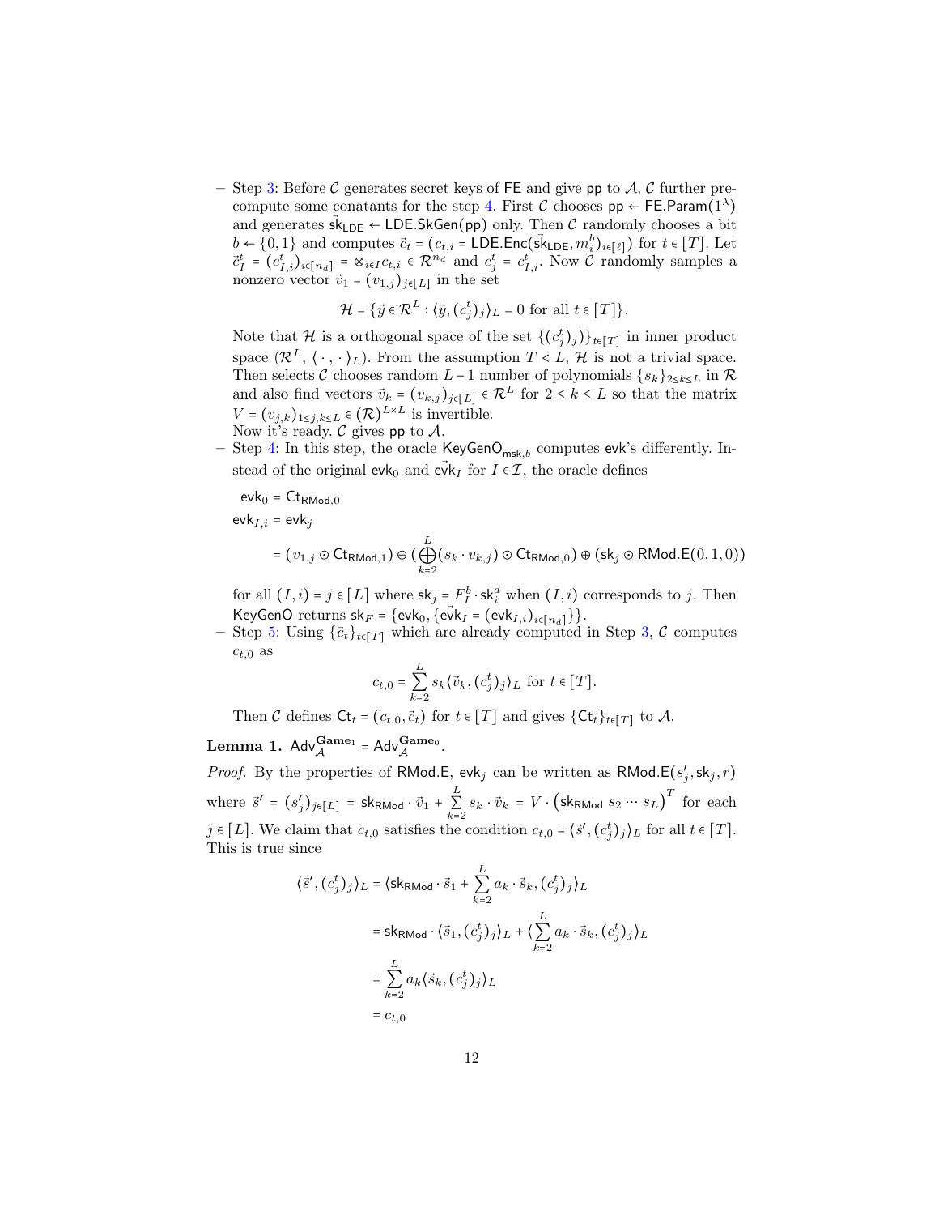– Step 3: Before $\mathcal{C}$ generates secret keys of $\mathsf{FE}$ and give $\mathsf{pp}$ to $\mathcal{A}$, $\mathcal{C}$ further precompute some conatants for the step 4. First $\mathcal{C}$ chooses $\mathsf{pp} \leftarrow \mathsf{FE.Param}(1^\lambda)$ and generates $\vec{\mathsf{sk}}_{\mathsf{LDE}} \leftarrow \mathsf{LDE.SkGen}(\mathsf{pp})$ only. Then $\mathcal{C}$ randomly chooses a bit $b \leftarrow \{0,1\}$ and computes $\vec{c}_t = (c_{t,i} = \mathsf{LDE.Enc}(\vec{\mathsf{sk}}_{\mathsf{LDE}}, m_i^b)_{i\in[\ell]})$ for $t \in [T]$. Let $\vec{c}_I^{\,t} = (c_{I,i}^t)_{i\in[n_d]} = \otimes_{i\in I} c_{t,i} \in \mathcal{R}^{n_d}$ and $c_j^t = c_{I,i}^t$. Now $\mathcal{C}$ randomly samples a nonzero vector $\vec{v}_1 = (v_{1,j})_{j\in[L]}$ in the set

$$\mathcal{H} = \{\vec{y} \in \mathcal{R}^L : \langle \vec{y}, (c_j^t)_j \rangle_L = 0 \text{ for all } t \in [T]\}.$$

Note that $\mathcal{H}$ is a orthogonal space of the set $\{(c_j^t)_j)\}_{t\in[T]}$ in inner product space $(\mathcal{R}^L, \langle\cdot,\cdot\rangle_L)$. From the assumption $T < L$, $\mathcal{H}$ is not a trivial space. Then selects $\mathcal{C}$ chooses random $L-1$ number of polynomials $\{s_k\}_{2\le k\le L}$ in $\mathcal{R}$ and also find vectors $\vec{v}_k = (v_{k,j})_{j\in[L]} \in \mathcal{R}^L$ for $2 \le k \le L$ so that the matrix $V = (v_{j,k})_{1\le j,k\le L} \in (\mathcal{R})^{L\times L}$ is invertible.
Now it's ready. $\mathcal{C}$ gives $\mathsf{pp}$ to $\mathcal{A}$.

– Step 4: In this step, the oracle $\mathsf{KeyGenO}_{\mathsf{msk},b}$ computes $\mathsf{evk}$'s differently. Instead of the original $\mathsf{evk}_0$ and $\vec{\mathsf{evk}}_I$ for $I \in \mathcal{I}$, the oracle defines

$$\mathsf{evk}_0 = \mathsf{Ct}_{\mathsf{RMod},0}$$

$$\mathsf{evk}_{I,i} = \mathsf{evk}_j$$

$$= (v_{1,j} \odot \mathsf{Ct}_{\mathsf{RMod},1}) \oplus (\bigoplus_{k=2}^{L}(s_k \cdot v_{k,j}) \odot \mathsf{Ct}_{\mathsf{RMod},0}) \oplus (\mathsf{sk}_j \odot \mathsf{RMod.E}(0,1,0))$$

for all $(I,i) = j \in [L]$ where $\mathsf{sk}_j = F_I^b \cdot \mathsf{sk}_i^d$ when $(I,i)$ corresponds to $j$. Then $\mathsf{KeyGenO}$ returns $\mathsf{sk}_F = \{\mathsf{evk}_0, \{\vec{\mathsf{evk}}_I = (\mathsf{evk}_{I,i})_{i\in[n_d]}\}\}$.

– Step 5: Using $\{\vec{c}_t\}_{t\in[T]}$ which are already computed in Step 3, $\mathcal{C}$ computes $c_{t,0}$ as

$$c_{t,0} = \sum_{k=2}^{L} s_k \langle \vec{v}_k, (c_j^t)_j \rangle_L \text{ for } t \in [T].$$

Then $\mathcal{C}$ defines $\mathsf{Ct}_t = (c_{t,0}, \vec{c}_t)$ for $t \in [T]$ and gives $\{\mathsf{Ct}_t\}_{t\in[T]}$ to $\mathcal{A}$.

**Lemma 1.** $\mathsf{Adv}_{\mathcal{A}}^{\mathbf{Game}_1} = \mathsf{Adv}_{\mathcal{A}}^{\mathbf{Game}_0}$.

*Proof.* By the properties of $\mathsf{RMod.E}$, $\mathsf{evk}_j$ can be written as $\mathsf{RMod.E}(s'_j, \mathsf{sk}_j, r)$ where $\vec{s}' = (s'_j)_{j\in[L]} = \mathsf{sk}_{\mathsf{RMod}} \cdot \vec{v}_1 + \sum_{k=2}^{L} s_k \cdot \vec{v}_k = V \cdot \left(\mathsf{sk}_{\mathsf{RMod}}\ s_2 \cdots s_L\right)^T$ for each $j \in [L]$. We claim that $c_{t,0}$ satisfies the condition $c_{t,0} = \langle \vec{s}', (c_j^t)_j \rangle_L$ for all $t \in [T]$. This is true since

$$\begin{aligned}
\langle \vec{s}', (c_j^t)_j \rangle_L &= \langle \mathsf{sk}_{\mathsf{RMod}} \cdot \vec{s}_1 + \sum_{k=2}^{L} a_k \cdot \vec{s}_k, (c_j^t)_j \rangle_L \\
&= \mathsf{sk}_{\mathsf{RMod}} \cdot \langle \vec{s}_1, (c_j^t)_j \rangle_L + \langle \sum_{k=2}^{L} a_k \cdot \vec{s}_k, (c_j^t)_j \rangle_L \\
&= \sum_{k=2}^{L} a_k \langle \vec{s}_k, (c_j^t)_j \rangle_L \\
&= c_{t,0}
\end{aligned}$$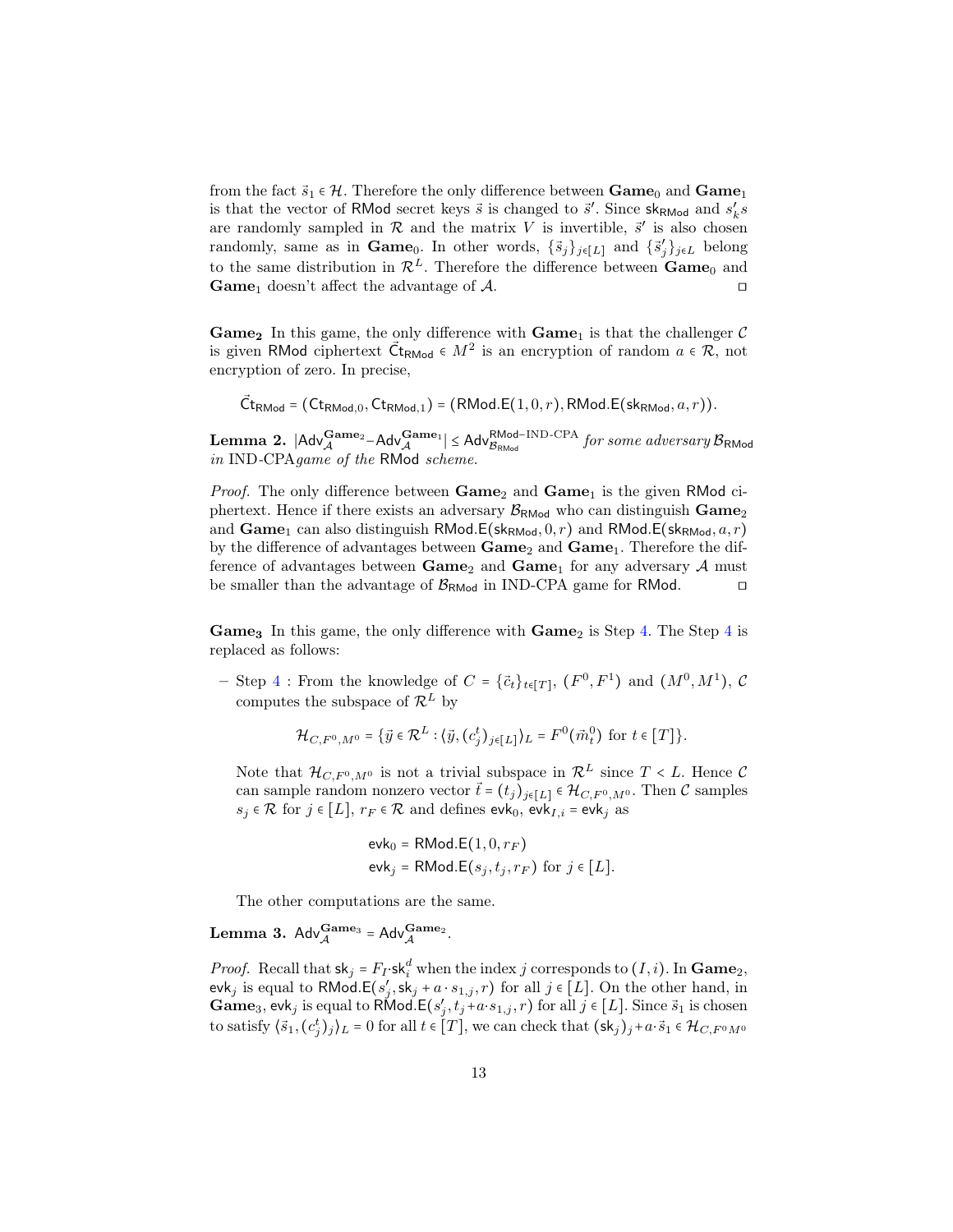from the fact $\vec{s}_1 \in \mathcal{H}$. Therefore the only difference between **Game**$_0$ and **Game**$_1$ is that the vector of $\mathsf{RMod}$ secret keys $\vec{s}$ is changed to $\vec{s}'$. Since $\mathsf{sk}_{\mathsf{RMod}}$ and $s'_k s$ are randomly sampled in $\mathcal{R}$ and the matrix $V$ is invertible, $\vec{s}'$ is also chosen randomly, same as in **Game**$_0$. In other words, $\{\vec{s}_j\}_{j\in[L]}$ and $\{\vec{s}'_j\}_{j\in L}$ belong to the same distribution in $\mathcal{R}^L$. Therefore the difference between **Game**$_0$ and **Game**$_1$ doesn't affect the advantage of $\mathcal{A}$. ◻

**Game$_2$** In this game, the only difference with **Game**$_1$ is that the challenger $\mathcal{C}$ is given $\mathsf{RMod}$ ciphertext $\vec{\mathsf{Ct}}_{\mathsf{RMod}} \in M^2$ is an encryption of random $a \in \mathcal{R}$, not encryption of zero. In precise,

$$\vec{\mathsf{Ct}}_{\mathsf{RMod}} = (\mathsf{Ct}_{\mathsf{RMod},0}, \mathsf{Ct}_{\mathsf{RMod},1}) = (\mathsf{RMod.E}(1, 0, r), \mathsf{RMod.E}(\mathsf{sk}_{\mathsf{RMod}}, a, r)).$$

**Lemma 2.** $|\mathsf{Adv}_{\mathcal{A}}^{\mathbf{Game}_2} - \mathsf{Adv}_{\mathcal{A}}^{\mathbf{Game}_1}| \leq \mathsf{Adv}_{\mathcal{B}_{\mathsf{RMod}}}^{\mathsf{RMod}-\text{IND-CPA}}$ *for some adversary* $\mathcal{B}_{\mathsf{RMod}}$ *in* IND-CPA*game of the* $\mathsf{RMod}$ *scheme.*

*Proof.* The only difference between **Game**$_2$ and **Game**$_1$ is the given $\mathsf{RMod}$ ciphertext. Hence if there exists an adversary $\mathcal{B}_{\mathsf{RMod}}$ who can distinguish **Game**$_2$ and **Game**$_1$ can also distinguish $\mathsf{RMod.E}(\mathsf{sk}_{\mathsf{RMod}}, 0, r)$ and $\mathsf{RMod.E}(\mathsf{sk}_{\mathsf{RMod}}, a, r)$ by the difference of advantages between **Game**$_2$ and **Game**$_1$. Therefore the difference of advantages between **Game**$_2$ and **Game**$_1$ for any adversary $\mathcal{A}$ must be smaller than the advantage of $\mathcal{B}_{\mathsf{RMod}}$ in IND-CPA game for $\mathsf{RMod}$. ◻

**Game$_3$** In this game, the only difference with **Game**$_2$ is Step 4. The Step 4 is replaced as follows:

– Step 4 : From the knowledge of $C = \{\vec{c}_t\}_{t\in[T]}$, $(F^0, F^1)$ and $(M^0, M^1)$, $\mathcal{C}$ computes the subspace of $\mathcal{R}^L$ by

$$\mathcal{H}_{C,F^0,M^0} = \{\vec{y} \in \mathcal{R}^L : \langle \vec{y}, (c_j^t)_{j\in[L]}\rangle_L = F^0(\vec{m}_t^0) \text{ for } t \in [T]\}.$$

Note that $\mathcal{H}_{C,F^0,M^0}$ is not a trivial subspace in $\mathcal{R}^L$ since $T < L$. Hence $\mathcal{C}$ can sample random nonzero vector $\vec{t} = (t_j)_{j\in[L]} \in \mathcal{H}_{C,F^0,M^0}$. Then $\mathcal{C}$ samples $s_j \in \mathcal{R}$ for $j \in [L]$, $r_F \in \mathcal{R}$ and defines $\mathsf{evk}_0$, $\mathsf{evk}_{I,i} = \mathsf{evk}_j$ as

$$\mathsf{evk}_0 = \mathsf{RMod.E}(1, 0, r_F)$$
$$\mathsf{evk}_j = \mathsf{RMod.E}(s_j, t_j, r_F) \text{ for } j \in [L].$$

The other computations are the same.

**Lemma 3.** $\mathsf{Adv}_{\mathcal{A}}^{\mathbf{Game}_3} = \mathsf{Adv}_{\mathcal{A}}^{\mathbf{Game}_2}$.

*Proof.* Recall that $\mathsf{sk}_j = F_I \cdot \mathsf{sk}_i^d$ when the index $j$ corresponds to $(I, i)$. In **Game**$_2$, $\mathsf{evk}_j$ is equal to $\mathsf{RMod.E}(s'_j, \mathsf{sk}_j + a \cdot s_{1,j}, r)$ for all $j \in [L]$. On the other hand, in **Game**$_3$, $\mathsf{evk}_j$ is equal to $\mathsf{RMod.E}(s'_j, t_j + a \cdot s_{1,j}, r)$ for all $j \in [L]$. Since $\vec{s}_1$ is chosen to satisfy $\langle \vec{s}_1, (c_j^t)_j\rangle_L = 0$ for all $t \in [T]$, we can check that $(\mathsf{sk}_j)_j + a \cdot \vec{s}_1 \in \mathcal{H}_{C,F^0 M^0}$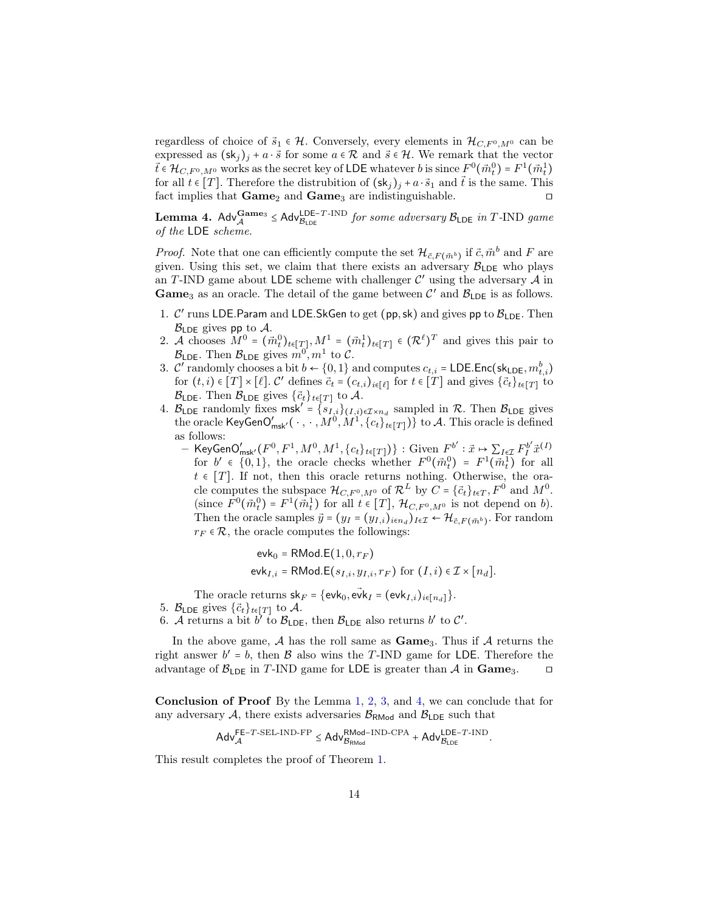regardless of choice of $\vec{s}_1 \in \mathcal{H}$. Conversely, every elements in $\mathcal{H}_{C,F^0,M^0}$ can be expressed as $(\mathsf{sk}_j)_j + a \cdot \vec{s}$ for some $a \in \mathcal{R}$ and $\vec{s} \in \mathcal{H}$. We remark that the vector $\vec{t} \in \mathcal{H}_{C,F^0,M^0}$ works as the secret key of LDE whatever $b$ is since $F^0(\vec{m}^0_t) = F^1(\vec{m}^1_t)$ for all $t \in [T]$. Therefore the distrubition of $(\mathsf{sk}_j)_j + a \cdot \vec{s}_1$ and $\vec{t}$ is the same. This fact implies that **Game**$_2$ and **Game**$_3$ are indistinguishable. □

**Lemma 4.** $\mathsf{Adv}^{\mathbf{Game}_3}_{\mathcal{A}} \leq \mathsf{Adv}^{\mathsf{LDE}\text{-}T\text{-IND}}_{\mathcal{B}_{\mathsf{LDE}}}$ *for some adversary* $\mathcal{B}_{\mathsf{LDE}}$ *in* $T$-IND *game of the* LDE *scheme.*

*Proof.* Note that one can efficiently compute the set $\mathcal{H}_{\vec{c},F(\vec{m}^b)}$ if $\vec{c}, \vec{m}^b$ and $F$ are given. Using this set, we claim that there exists an adversary $\mathcal{B}_{\mathsf{LDE}}$ who plays an $T$-IND game about LDE scheme with challenger $\mathcal{C}'$ using the adversary $\mathcal{A}$ in **Game**$_3$ as an oracle. The detail of the game between $\mathcal{C}'$ and $\mathcal{B}_{\mathsf{LDE}}$ is as follows.

1. $\mathcal{C}'$ runs LDE.Param and LDE.SkGen to get $(\mathsf{pp}, \mathsf{sk})$ and gives $\mathsf{pp}$ to $\mathcal{B}_{\mathsf{LDE}}$. Then $\mathcal{B}_{\mathsf{LDE}}$ gives $\mathsf{pp}$ to $\mathcal{A}$.
2. $\mathcal{A}$ chooses $M^0 = (\vec{m}^0_t)_{t\in[T]}, M^1 = (\vec{m}^1_t)_{t\in[T]} \in (\mathcal{R}^\ell)^T$ and gives this pair to $\mathcal{B}_{\mathsf{LDE}}$. Then $\mathcal{B}_{\mathsf{LDE}}$ gives $m^0, m^1$ to $\mathcal{C}$.
3. $\mathcal{C}'$ randomly chooses a bit $b \leftarrow \{0,1\}$ and computes $c_{t,i} = \mathsf{LDE.Enc}(\mathsf{sk}_{\mathsf{LDE}}, m^b_{t,i})$ for $(t,i) \in [T] \times [\ell]$. $\mathcal{C}'$ defines $\vec{c}_t = (c_{t,i})_{i\in[\ell]}$ for $t \in [T]$ and gives $\{\vec{c}_t\}_{t\in[T]}$ to $\mathcal{B}_{\mathsf{LDE}}$. Then $\mathcal{B}_{\mathsf{LDE}}$ gives $\{\vec{c}_t\}_{t\in[T]}$ to $\mathcal{A}$.
4. $\mathcal{B}_{\mathsf{LDE}}$ randomly fixes $\mathsf{msk}' = \{s_{I,i}\}_{(I,i)\in\mathcal{I}\times n_d}$ sampled in $\mathcal{R}$. Then $\mathcal{B}_{\mathsf{LDE}}$ gives the oracle $\mathsf{KeyGenO}'_{\mathsf{msk}'}(\cdot, \cdot, M^0, M^1, \{c_t\}_{t\in[T]})\}$ to $\mathcal{A}$. This oracle is defined as follows:
   - $\mathsf{KeyGenO}'_{\mathsf{msk}'}(F^0, F^1, M^0, M^1, \{c_t\}_{t\in[T]})\}$ : Given $F^{b'} : \vec{x} \mapsto \sum_{I\in\mathcal{I}} F^{b'}_I \vec{x}^{(I)}$ for $b' \in \{0,1\}$, the oracle checks whether $F^0(\vec{m}^0_t) = F^1(\vec{m}^1_t)$ for all $t \in [T]$. If not, then this oracle returns nothing. Otherwise, the oracle computes the subspace $\mathcal{H}_{C,F^0,M^0}$ of $\mathcal{R}^L$ by $C = \{\vec{c}_t\}_{t\in T}, F^0$ and $M^0$. (since $F^0(\vec{m}^0_t) = F^1(\vec{m}^1_t)$ for all $t \in [T]$, $\mathcal{H}_{C,F^0,M^0}$ is not depend on $b$). Then the oracle samples $\vec{y} = (y_I = (y_{I,i})_{i\in n_d})_{I\in\mathcal{I}} \leftarrow \mathcal{H}_{\vec{c},F(\vec{m}^b)}$. For random $r_F \in \mathcal{R}$, the oracle computes the followings:

$$\mathsf{evk}_0 = \mathsf{RMod.E}(1, 0, r_F)$$
$$\mathsf{evk}_{I,i} = \mathsf{RMod.E}(s_{I,i}, y_{I,i}, r_F) \text{ for } (I,i) \in \mathcal{I} \times [n_d].$$

     The oracle returns $\mathsf{sk}_F = \{\mathsf{evk}_0, \vec{\mathsf{evk}}_I = (\mathsf{evk}_{I,i})_{i\in[n_d]}\}$.
5. $\mathcal{B}_{\mathsf{LDE}}$ gives $\{\vec{c}_t\}_{t\in[T]}$ to $\mathcal{A}$.
6. $\mathcal{A}$ returns a bit $b'$ to $\mathcal{B}_{\mathsf{LDE}}$, then $\mathcal{B}_{\mathsf{LDE}}$ also returns $b'$ to $\mathcal{C}'$.

In the above game, $\mathcal{A}$ has the roll same as **Game**$_3$. Thus if $\mathcal{A}$ returns the right answer $b' = b$, then $\mathcal{B}$ also wins the $T$-IND game for LDE. Therefore the advantage of $\mathcal{B}_{\mathsf{LDE}}$ in $T$-IND game for LDE is greater than $\mathcal{A}$ in **Game**$_3$. □

**Conclusion of Proof** By the Lemma 1, 2, 3, and 4, we can conclude that for any adversary $\mathcal{A}$, there exists adversaries $\mathcal{B}_{\mathsf{RMod}}$ and $\mathcal{B}_{\mathsf{LDE}}$ such that

$$\mathsf{Adv}^{\mathsf{FE}\text{-}T\text{-SEL-IND-FP}}_{\mathcal{A}} \leq \mathsf{Adv}^{\mathsf{RMod}\text{-IND-CPA}}_{\mathcal{B}_{\mathsf{RMod}}} + \mathsf{Adv}^{\mathsf{LDE}\text{-}T\text{-IND}}_{\mathcal{B}_{\mathsf{LDE}}}.$$

This result completes the proof of Theorem 1.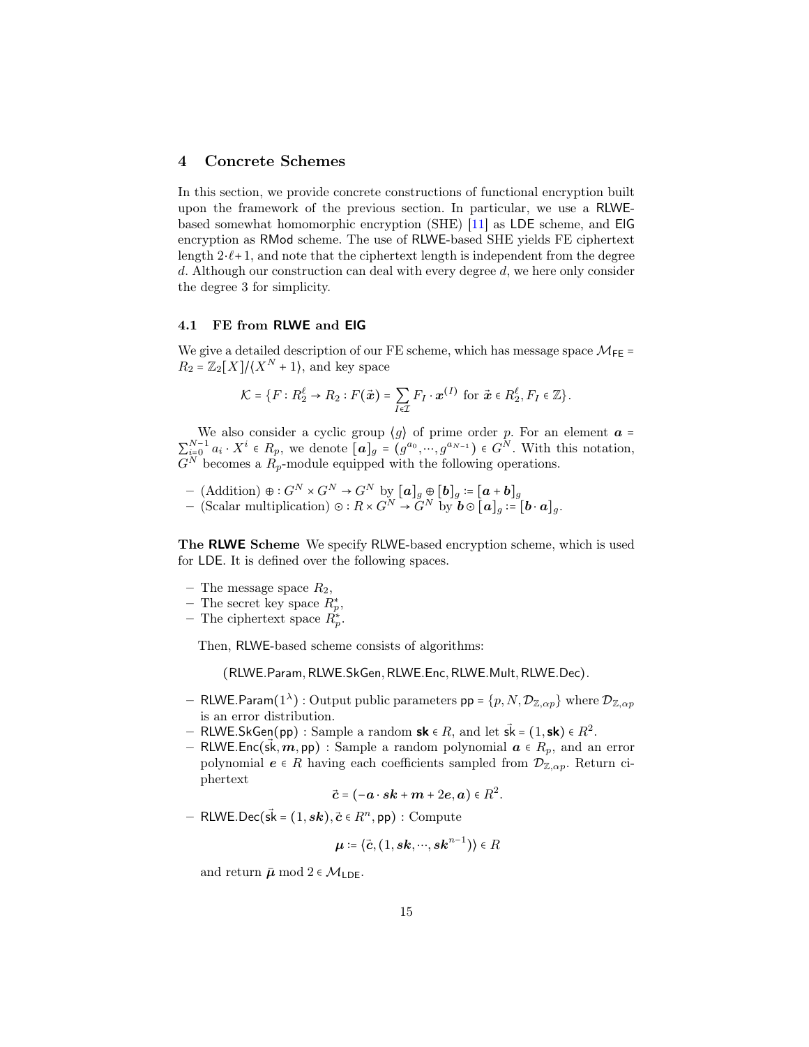## 4 Concrete Schemes

In this section, we provide concrete constructions of functional encryption built upon the framework of the previous section. In particular, we use a RLWE-based somewhat homomorphic encryption (SHE) [11] as LDE scheme, and ElG encryption as RMod scheme. The use of RLWE-based SHE yields FE ciphertext length $2\cdot\ell+1$, and note that the ciphertext length is independent from the degree $d$. Although our construction can deal with every degree $d$, we here only consider the degree 3 for simplicity.

### 4.1 FE from RLWE and ElG

We give a detailed description of our FE scheme, which has message space $\mathcal{M}_{\mathsf{FE}} = R_2 = \mathbb{Z}_2[X]/\langle X^N+1\rangle$, and key space

$$\mathcal{K} = \{F : R_2^\ell \to R_2 : F(\vec{\boldsymbol{x}}) = \sum_{I\in\mathcal{I}} F_I \cdot \boldsymbol{x}^{(I)} \text{ for } \vec{\boldsymbol{x}} \in R_2^\ell, F_I \in \mathbb{Z}\}.$$

We also consider a cyclic group $\langle g\rangle$ of prime order $p$. For an element $\boldsymbol{a} = \sum_{i=0}^{N-1} a_i \cdot X^i \in R_p$, we denote $[\boldsymbol{a}]_g = (g^{a_0}, \cdots, g^{a_{N-1}}) \in G^N$. With this notation, $G^N$ becomes a $R_p$-module equipped with the following operations.

- (Addition) $\oplus : G^N \times G^N \to G^N$ by $[\boldsymbol{a}]_g \oplus [\boldsymbol{b}]_g := [\boldsymbol{a}+\boldsymbol{b}]_g$
- (Scalar multiplication) $\odot : R \times G^N \to G^N$ by $\boldsymbol{b} \odot [\boldsymbol{a}]_g := [\boldsymbol{b}\cdot\boldsymbol{a}]_g$.

**The RLWE Scheme** We specify RLWE-based encryption scheme, which is used for LDE. It is defined over the following spaces.

- The message space $R_2$,
- The secret key space $R_p^*$,
- The ciphertext space $R_p^*$.

Then, RLWE-based scheme consists of algorithms:

$$(\mathsf{RLWE.Param}, \mathsf{RLWE.SkGen}, \mathsf{RLWE.Enc}, \mathsf{RLWE.Mult}, \mathsf{RLWE.Dec}).$$

- $\mathsf{RLWE.Param}(1^\lambda)$ : Output public parameters $\mathsf{pp} = \{p, N, \mathcal{D}_{\mathbb{Z},\alpha p}\}$ where $\mathcal{D}_{\mathbb{Z},\alpha p}$ is an error distribution.
- $\mathsf{RLWE.SkGen}(\mathsf{pp})$ : Sample a random $\mathsf{sk} \in R$, and let $\vec{\mathsf{sk}} = (1, \mathsf{sk}) \in R^2$.
- $\mathsf{RLWE.Enc}(\vec{\mathsf{sk}}, \boldsymbol{m}, \mathsf{pp})$ : Sample a random polynomial $\boldsymbol{a} \in R_p$, and an error polynomial $\boldsymbol{e} \in R$ having each coefficients sampled from $\mathcal{D}_{\mathbb{Z},\alpha p}$. Return ciphertext
$$\vec{\boldsymbol{c}} = (-\boldsymbol{a}\cdot\boldsymbol{sk} + \boldsymbol{m} + 2\boldsymbol{e}, \boldsymbol{a}) \in R^2.$$
- $\mathsf{RLWE.Dec}(\vec{\mathsf{sk}} = (1, \boldsymbol{sk}), \vec{\boldsymbol{c}} \in R^n, \mathsf{pp})$ : Compute
$$\boldsymbol{\mu} := \langle \vec{\boldsymbol{c}}, (1, \boldsymbol{sk}, \cdots, \boldsymbol{sk}^{n-1})\rangle \in R$$
and return $\bar{\boldsymbol{\mu}} \bmod 2 \in \mathcal{M}_{\mathsf{LDE}}$.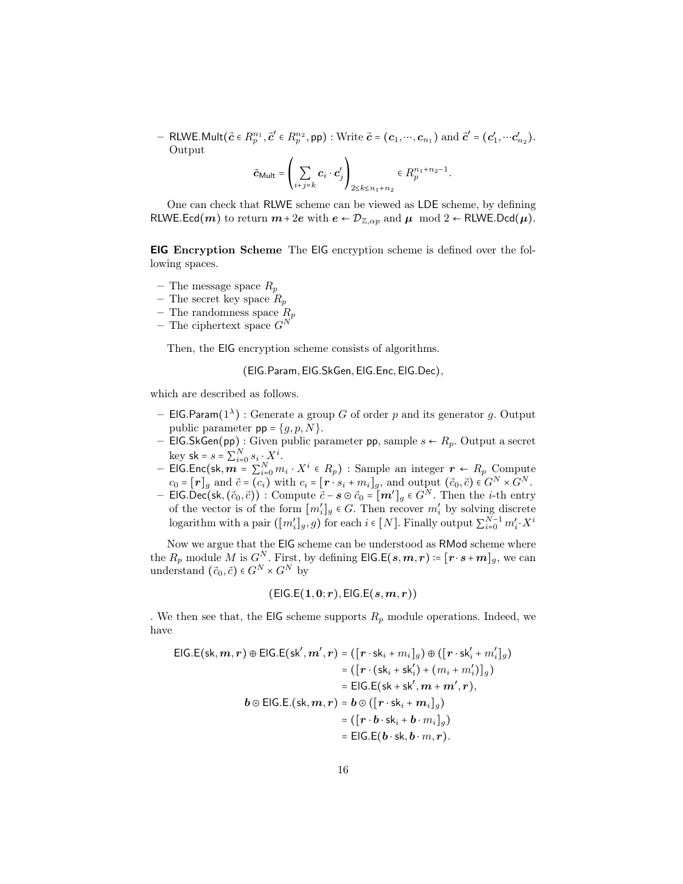– $\mathsf{RLWE.Mult}(\vec{\boldsymbol{c}} \in R_p^{n_1}, \vec{\boldsymbol{c}}' \in R_p^{n_2}, \mathsf{pp})$ : Write $\vec{\boldsymbol{c}} = (\boldsymbol{c}_1, \cdots, \boldsymbol{c}_{n_1})$ and $\vec{\boldsymbol{c}}' = (\boldsymbol{c}'_1, \cdots \boldsymbol{c}'_{n_2})$. Output

$$\vec{\boldsymbol{c}}_{\mathsf{Mult}} = \left( \sum_{i+j=k} \boldsymbol{c}_i \cdot \boldsymbol{c}'_j \right)_{2 \le k \le n_1 + n_2} \in R_p^{n_1+n_2-1}.$$

One can check that RLWE scheme can be viewed as LDE scheme, by defining $\mathsf{RLWE.Ecd}(\boldsymbol{m})$ to return $\boldsymbol{m} + 2\boldsymbol{e}$ with $\boldsymbol{e} \leftarrow \mathcal{D}_{\mathbb{Z},\alpha p}$ and $\boldsymbol{\mu} \mod 2 \leftarrow \mathsf{RLWE.Dcd}(\boldsymbol{\mu})$.

**ElG Encryption Scheme** The ElG encryption scheme is defined over the following spaces.

– The message space $R_p$
– The secret key space $R_p$
– The randomness space $R_p$
– The ciphertext space $G^N$

Then, the ElG encryption scheme consists of algorithms.

$$(\mathsf{ElG.Param}, \mathsf{ElG.SkGen}, \mathsf{ElG.Enc}, \mathsf{ElG.Dec}),$$

which are described as follows.

– $\mathsf{ElG.Param}(1^\lambda)$ : Generate a group $G$ of order $p$ and its generator $g$. Output public parameter $\mathsf{pp} = \{g, p, N\}$.
– $\mathsf{ElG.SkGen}(\mathsf{pp})$ : Given public parameter $\mathsf{pp}$, sample $s \leftarrow R_p$. Output a secret key $\mathsf{sk} = s = \sum_{i=0}^{N} s_i \cdot X^i$.
– $\mathsf{ElG.Enc}(\mathsf{sk}, \boldsymbol{m} = \sum_{i=0}^{N} m_i \cdot X^i \in R_p)$ : Sample an integer $\boldsymbol{r} \leftarrow R_p$ Compute $c_0 = [\boldsymbol{r}]_g$ and $\vec{c} = (c_i)$ with $c_i = [\boldsymbol{r} \cdot s_i + m_i]_g$, and output $(\vec{c}_0, \vec{c}) \in G^N \times G^N$.
– $\mathsf{ElG.Dec}(\mathsf{sk}, (\vec{c}_0, \vec{c}))$ : Compute $\vec{c} - \boldsymbol{s} \odot \vec{c}_0 = [\boldsymbol{m}']_g \in G^N$. Then the $i$-th entry of the vector is of the form $[m'_i]_g \in G$. Then recover $m'_i$ by solving discrete logarithm with a pair $([m'_i]_g, g)$ for each $i \in [N]$. Finally output $\sum_{i=0}^{N-1} m'_i \cdot X^i$

Now we argue that the ElG scheme can be understood as RMod scheme where the $R_p$ module $M$ is $G^N$. First, by defining $\mathsf{ElG.E}(\boldsymbol{s}, \boldsymbol{m}, \boldsymbol{r}) \coloneqq [\boldsymbol{r} \cdot \boldsymbol{s} + \boldsymbol{m}]_g$, we can understand $(\vec{c}_0, \vec{c}) \in G^N \times G^N$ by

$$(\mathsf{ElG.E}(\boldsymbol{1}, \boldsymbol{0}; \boldsymbol{r}), \mathsf{ElG.E}(\boldsymbol{s}, \boldsymbol{m}, \boldsymbol{r}))$$

. We then see that, the ElG scheme supports $R_p$ module operations. Indeed, we have

$$\begin{aligned}
\mathsf{ElG.E}(\mathsf{sk}, \boldsymbol{m}, \boldsymbol{r}) \oplus \mathsf{ElG.E}(\mathsf{sk}', \boldsymbol{m}', \boldsymbol{r}) &= ([\boldsymbol{r} \cdot \mathsf{sk}_i + m_i]_g) \oplus ([\boldsymbol{r} \cdot \mathsf{sk}'_i + m'_i]_g) \\
&= ([\boldsymbol{r} \cdot (\mathsf{sk}_i + \mathsf{sk}'_i) + (m_i + m'_i)]_g) \\
&= \mathsf{ElG.E}(\mathsf{sk} + \mathsf{sk}', \boldsymbol{m} + \boldsymbol{m}', \boldsymbol{r}), \\
\boldsymbol{b} \odot \mathsf{ElG.E.}(\mathsf{sk}, \boldsymbol{m}, \boldsymbol{r}) &= \boldsymbol{b} \odot ([\boldsymbol{r} \cdot \mathsf{sk}_i + \boldsymbol{m}_i]_g) \\
&= ([\boldsymbol{r} \cdot \boldsymbol{b} \cdot \mathsf{sk}_i + \boldsymbol{b} \cdot m_i]_g) \\
&= \mathsf{ElG.E}(\boldsymbol{b} \cdot \mathsf{sk}, \boldsymbol{b} \cdot m, \boldsymbol{r}).
\end{aligned}$$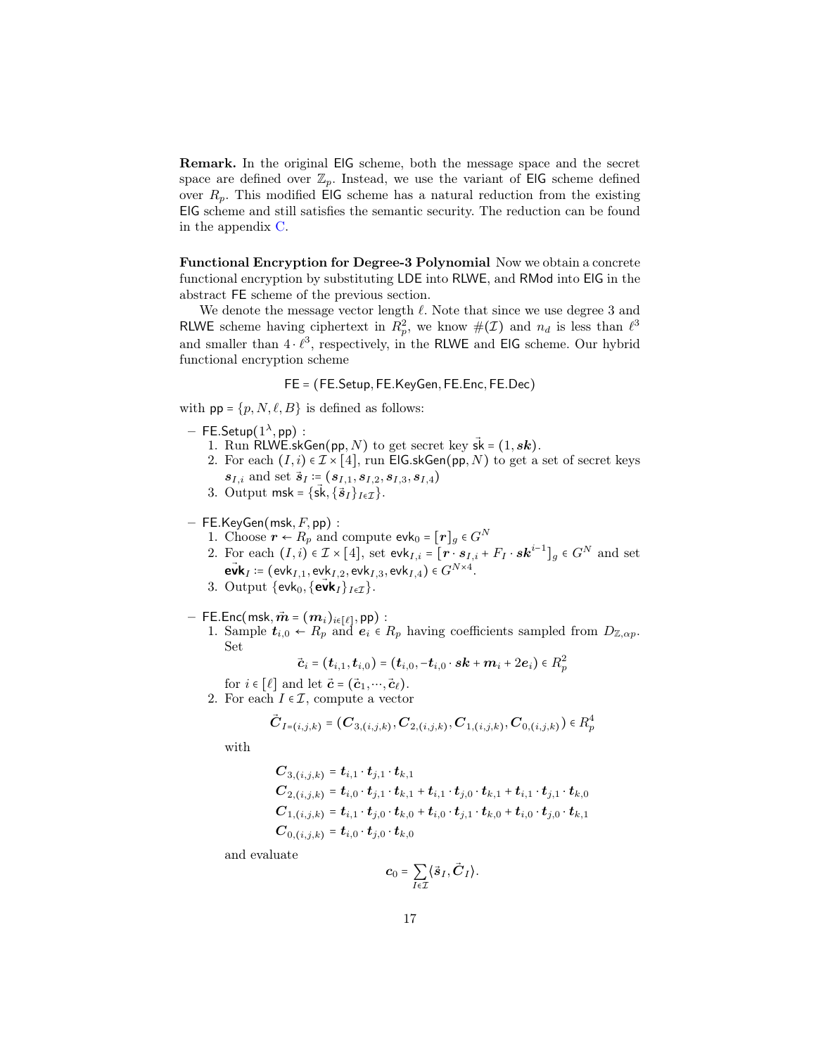**Remark.** In the original ElG scheme, both the message space and the secret space are defined over $\mathbb{Z}_p$. Instead, we use the variant of ElG scheme defined over $R_p$. This modified ElG scheme has a natural reduction from the existing ElG scheme and still satisfies the semantic security. The reduction can be found in the appendix C.

**Functional Encryption for Degree-3 Polynomial** Now we obtain a concrete functional encryption by substituting LDE into RLWE, and RMod into ElG in the abstract FE scheme of the previous section.

We denote the message vector length $\ell$. Note that since we use degree 3 and RLWE scheme having ciphertext in $R_p^2$, we know $\#(\mathcal{I})$ and $n_d$ is less than $\ell^3$ and smaller than $4 \cdot \ell^3$, respectively, in the RLWE and ElG scheme. Our hybrid functional encryption scheme

$$\mathsf{FE} = (\mathsf{FE.Setup}, \mathsf{FE.KeyGen}, \mathsf{FE.Enc}, \mathsf{FE.Dec})$$

with $\mathsf{pp} = \{p, N, \ell, B\}$ is defined as follows:

- $\mathsf{FE.Setup}(1^\lambda, \mathsf{pp})$ :
  1. Run $\mathsf{RLWE.skGen}(\mathsf{pp}, N)$ to get secret key $\vec{\mathsf{sk}} = (1, \boldsymbol{sk})$.
  2. For each $(I, i) \in \mathcal{I} \times [4]$, run $\mathsf{ElG.skGen}(\mathsf{pp}, N)$ to get a set of secret keys $\boldsymbol{s}_{I,i}$ and set $\vec{\boldsymbol{s}}_I := (\boldsymbol{s}_{I,1}, \boldsymbol{s}_{I,2}, \boldsymbol{s}_{I,3}, \boldsymbol{s}_{I,4})$
  3. Output $\mathsf{msk} = \{\vec{\mathsf{sk}}, \{\vec{\boldsymbol{s}}_I\}_{I \in \mathcal{I}}\}$.

- $\mathsf{FE.KeyGen}(\mathsf{msk}, F, \mathsf{pp})$ :
  1. Choose $\boldsymbol{r} \leftarrow R_p$ and compute $\mathsf{evk}_0 = [\boldsymbol{r}]_g \in G^N$
  2. For each $(I, i) \in \mathcal{I} \times [4]$, set $\mathsf{evk}_{I,i} = [\boldsymbol{r} \cdot \boldsymbol{s}_{I,i} + F_I \cdot \boldsymbol{sk}^{i-1}]_g \in G^N$ and set $\vec{\mathsf{evk}}_I := (\mathsf{evk}_{I,1}, \mathsf{evk}_{I,2}, \mathsf{evk}_{I,3}, \mathsf{evk}_{I,4}) \in G^{N \times 4}$.
  3. Output $\{\mathsf{evk}_0, \{\vec{\mathsf{evk}}_I\}_{I \in \mathcal{I}}\}$.

- $\mathsf{FE.Enc}(\mathsf{msk}, \vec{\boldsymbol{m}} = (\boldsymbol{m}_i)_{i \in [\ell]}, \mathsf{pp})$ :
  1. Sample $\boldsymbol{t}_{i,0} \leftarrow R_p$ and $\boldsymbol{e}_i \in R_p$ having coefficients sampled from $D_{\mathbb{Z}, \alpha p}$. Set
  $$\vec{\boldsymbol{c}}_i = (\boldsymbol{t}_{i,1}, \boldsymbol{t}_{i,0}) = (\boldsymbol{t}_{i,0}, -\boldsymbol{t}_{i,0} \cdot \boldsymbol{sk} + \boldsymbol{m}_i + 2\boldsymbol{e}_i) \in R_p^2$$
  for $i \in [\ell]$ and let $\vec{\boldsymbol{c}} = (\vec{\boldsymbol{c}}_1, \cdots, \vec{\boldsymbol{c}}_\ell)$.
  2. For each $I \in \mathcal{I}$, compute a vector
  $$\vec{\boldsymbol{C}}_{I=(i,j,k)} = (\boldsymbol{C}_{3,(i,j,k)}, \boldsymbol{C}_{2,(i,j,k)}, \boldsymbol{C}_{1,(i,j,k)}, \boldsymbol{C}_{0,(i,j,k)}) \in R_p^4$$
  with
  $$\begin{aligned}
  \boldsymbol{C}_{3,(i,j,k)} &= \boldsymbol{t}_{i,1} \cdot \boldsymbol{t}_{j,1} \cdot \boldsymbol{t}_{k,1} \\
  \boldsymbol{C}_{2,(i,j,k)} &= \boldsymbol{t}_{i,0} \cdot \boldsymbol{t}_{j,1} \cdot \boldsymbol{t}_{k,1} + \boldsymbol{t}_{i,1} \cdot \boldsymbol{t}_{j,0} \cdot \boldsymbol{t}_{k,1} + \boldsymbol{t}_{i,1} \cdot \boldsymbol{t}_{j,1} \cdot \boldsymbol{t}_{k,0} \\
  \boldsymbol{C}_{1,(i,j,k)} &= \boldsymbol{t}_{i,1} \cdot \boldsymbol{t}_{j,0} \cdot \boldsymbol{t}_{k,0} + \boldsymbol{t}_{i,0} \cdot \boldsymbol{t}_{j,1} \cdot \boldsymbol{t}_{k,0} + \boldsymbol{t}_{i,0} \cdot \boldsymbol{t}_{j,0} \cdot \boldsymbol{t}_{k,1} \\
  \boldsymbol{C}_{0,(i,j,k)} &= \boldsymbol{t}_{i,0} \cdot \boldsymbol{t}_{j,0} \cdot \boldsymbol{t}_{k,0}
  \end{aligned}$$
  and evaluate
  $$\boldsymbol{c}_0 = \sum_{I \in \mathcal{I}} \langle \vec{\boldsymbol{s}}_I, \vec{\boldsymbol{C}}_I \rangle.$$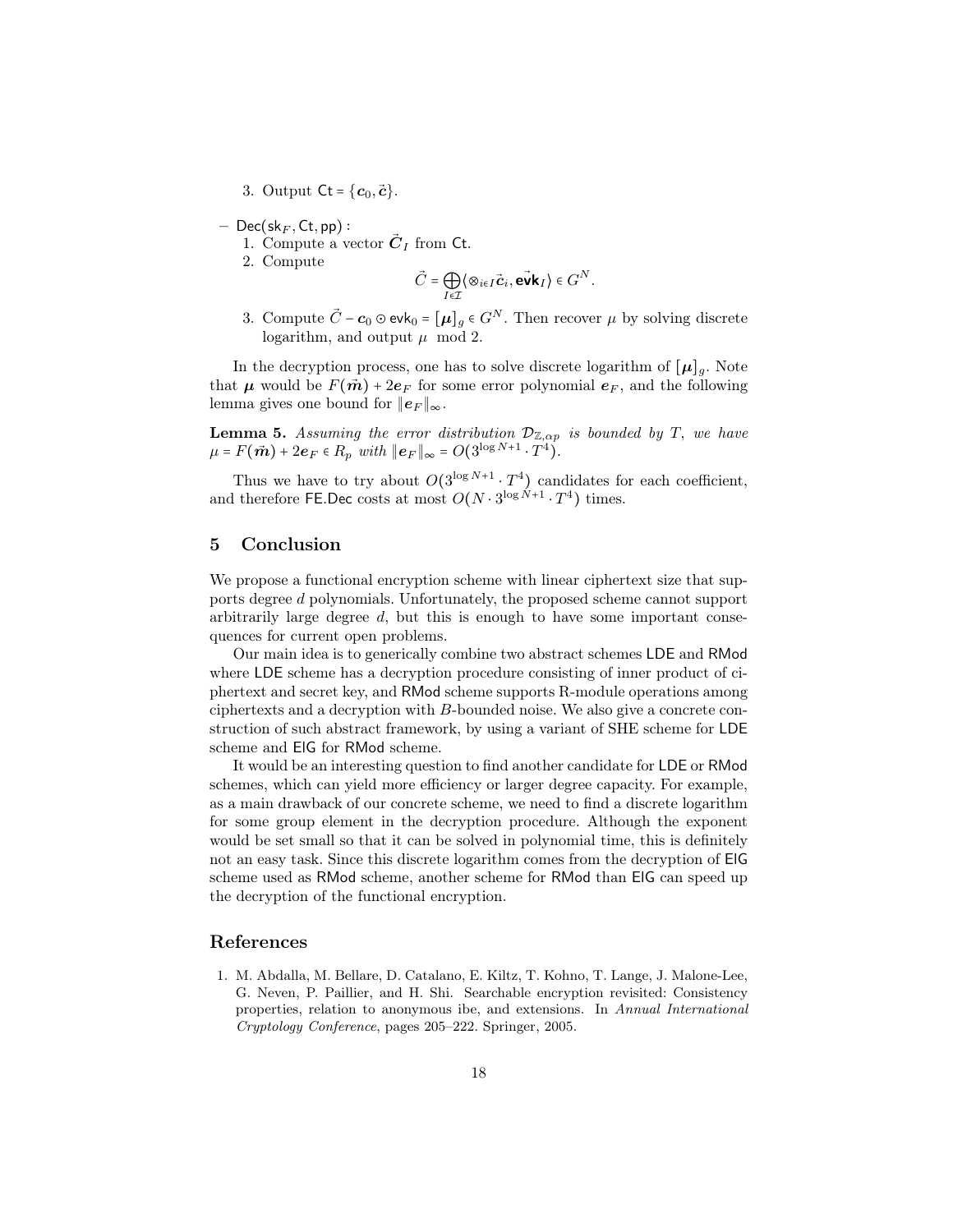3. Output $\mathsf{Ct} = \{\boldsymbol{c}_0, \vec{\boldsymbol{c}}\}$.

– $\mathsf{Dec}(\mathsf{sk}_F, \mathsf{Ct}, \mathsf{pp})$ :
  1. Compute a vector $\vec{\boldsymbol{C}}_I$ from $\mathsf{Ct}$.
  2. Compute
$$\vec{C} = \bigoplus_{I \in \mathcal{I}} \langle \otimes_{i \in I} \vec{\boldsymbol{c}}_i, \vec{\mathsf{evk}}_I \rangle \in G^N.$$
  3. Compute $\vec{C} - \boldsymbol{c}_0 \odot \mathsf{evk}_0 = [\boldsymbol{\mu}]_g \in G^N$. Then recover $\mu$ by solving discrete logarithm, and output $\mu \mod 2$.

In the decryption process, one has to solve discrete logarithm of $[\boldsymbol{\mu}]_g$. Note that $\boldsymbol{\mu}$ would be $F(\vec{\boldsymbol{m}}) + 2\boldsymbol{e}_F$ for some error polynomial $\boldsymbol{e}_F$, and the following lemma gives one bound for $\|\boldsymbol{e}_F\|_\infty$.

**Lemma 5.** *Assuming the error distribution $\mathcal{D}_{\mathbb{Z},\alpha p}$ is bounded by $T$, we have $\mu = F(\vec{\boldsymbol{m}}) + 2\boldsymbol{e}_F \in R_p$ with $\|\boldsymbol{e}_F\|_\infty = O(3^{\log N+1} \cdot T^4)$.*

Thus we have to try about $O(3^{\log N+1} \cdot T^4)$ candidates for each coefficient, and therefore $\mathsf{FE.Dec}$ costs at most $O(N \cdot 3^{\log N+1} \cdot T^4)$ times.

## 5 Conclusion

We propose a functional encryption scheme with linear ciphertext size that supports degree $d$ polynomials. Unfortunately, the proposed scheme cannot support arbitrarily large degree $d$, but this is enough to have some important consequences for current open problems.

Our main idea is to generically combine two abstract schemes LDE and RMod where LDE scheme has a decryption procedure consisting of inner product of ciphertext and secret key, and RMod scheme supports R-module operations among ciphertexts and a decryption with $B$-bounded noise. We also give a concrete construction of such abstract framework, by using a variant of SHE scheme for LDE scheme and ElG for RMod scheme.

It would be an interesting question to find another candidate for LDE or RMod schemes, which can yield more efficiency or larger degree capacity. For example, as a main drawback of our concrete scheme, we need to find a discrete logarithm for some group element in the decryption procedure. Although the exponent would be set small so that it can be solved in polynomial time, this is definitely not an easy task. Since this discrete logarithm comes from the decryption of ElG scheme used as RMod scheme, another scheme for RMod than ElG can speed up the decryption of the functional encryption.

## References

1. M. Abdalla, M. Bellare, D. Catalano, E. Kiltz, T. Kohno, T. Lange, J. Malone-Lee, G. Neven, P. Paillier, and H. Shi. Searchable encryption revisited: Consistency properties, relation to anonymous ibe, and extensions. In *Annual International Cryptology Conference*, pages 205–222. Springer, 2005.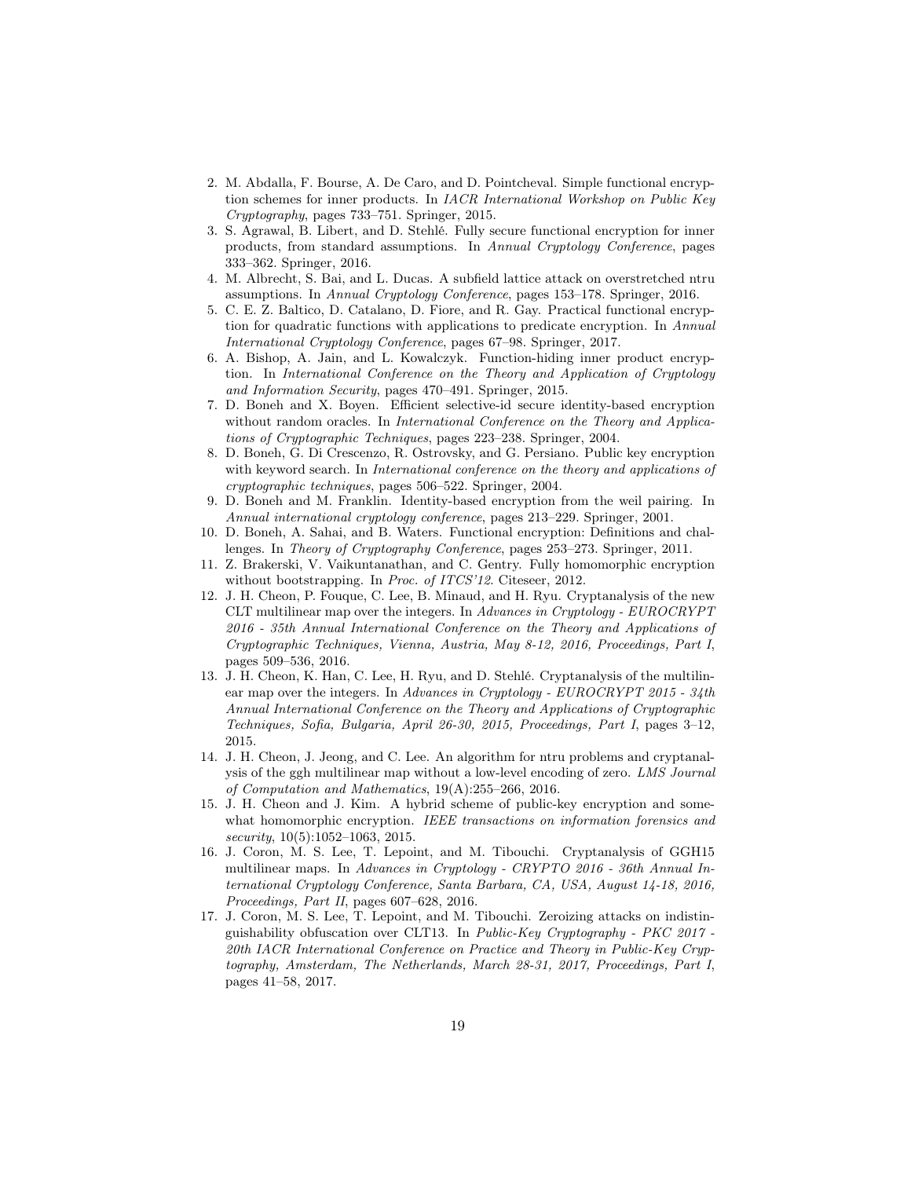2. M. Abdalla, F. Bourse, A. De Caro, and D. Pointcheval. Simple functional encryption schemes for inner products. In *IACR International Workshop on Public Key Cryptography*, pages 733–751. Springer, 2015.
3. S. Agrawal, B. Libert, and D. Stehlé. Fully secure functional encryption for inner products, from standard assumptions. In *Annual Cryptology Conference*, pages 333–362. Springer, 2016.
4. M. Albrecht, S. Bai, and L. Ducas. A subfield lattice attack on overstretched ntru assumptions. In *Annual Cryptology Conference*, pages 153–178. Springer, 2016.
5. C. E. Z. Baltico, D. Catalano, D. Fiore, and R. Gay. Practical functional encryption for quadratic functions with applications to predicate encryption. In *Annual International Cryptology Conference*, pages 67–98. Springer, 2017.
6. A. Bishop, A. Jain, and L. Kowalczyk. Function-hiding inner product encryption. In *International Conference on the Theory and Application of Cryptology and Information Security*, pages 470–491. Springer, 2015.
7. D. Boneh and X. Boyen. Efficient selective-id secure identity-based encryption without random oracles. In *International Conference on the Theory and Applications of Cryptographic Techniques*, pages 223–238. Springer, 2004.
8. D. Boneh, G. Di Crescenzo, R. Ostrovsky, and G. Persiano. Public key encryption with keyword search. In *International conference on the theory and applications of cryptographic techniques*, pages 506–522. Springer, 2004.
9. D. Boneh and M. Franklin. Identity-based encryption from the weil pairing. In *Annual international cryptology conference*, pages 213–229. Springer, 2001.
10. D. Boneh, A. Sahai, and B. Waters. Functional encryption: Definitions and challenges. In *Theory of Cryptography Conference*, pages 253–273. Springer, 2011.
11. Z. Brakerski, V. Vaikuntanathan, and C. Gentry. Fully homomorphic encryption without bootstrapping. In *Proc. of ITCS'12*. Citeseer, 2012.
12. J. H. Cheon, P. Fouque, C. Lee, B. Minaud, and H. Ryu. Cryptanalysis of the new CLT multilinear map over the integers. In *Advances in Cryptology - EUROCRYPT 2016 - 35th Annual International Conference on the Theory and Applications of Cryptographic Techniques, Vienna, Austria, May 8-12, 2016, Proceedings, Part I*, pages 509–536, 2016.
13. J. H. Cheon, K. Han, C. Lee, H. Ryu, and D. Stehlé. Cryptanalysis of the multilinear map over the integers. In *Advances in Cryptology - EUROCRYPT 2015 - 34th Annual International Conference on the Theory and Applications of Cryptographic Techniques, Sofia, Bulgaria, April 26-30, 2015, Proceedings, Part I*, pages 3–12, 2015.
14. J. H. Cheon, J. Jeong, and C. Lee. An algorithm for ntru problems and cryptanalysis of the ggh multilinear map without a low-level encoding of zero. *LMS Journal of Computation and Mathematics*, 19(A):255–266, 2016.
15. J. H. Cheon and J. Kim. A hybrid scheme of public-key encryption and somewhat homomorphic encryption. *IEEE transactions on information forensics and security*, 10(5):1052–1063, 2015.
16. J. Coron, M. S. Lee, T. Lepoint, and M. Tibouchi. Cryptanalysis of GGH15 multilinear maps. In *Advances in Cryptology - CRYPTO 2016 - 36th Annual International Cryptology Conference, Santa Barbara, CA, USA, August 14-18, 2016, Proceedings, Part II*, pages 607–628, 2016.
17. J. Coron, M. S. Lee, T. Lepoint, and M. Tibouchi. Zeroizing attacks on indistinguishability obfuscation over CLT13. In *Public-Key Cryptography - PKC 2017 - 20th IACR International Conference on Practice and Theory in Public-Key Cryptography, Amsterdam, The Netherlands, March 28-31, 2017, Proceedings, Part I*, pages 41–58, 2017.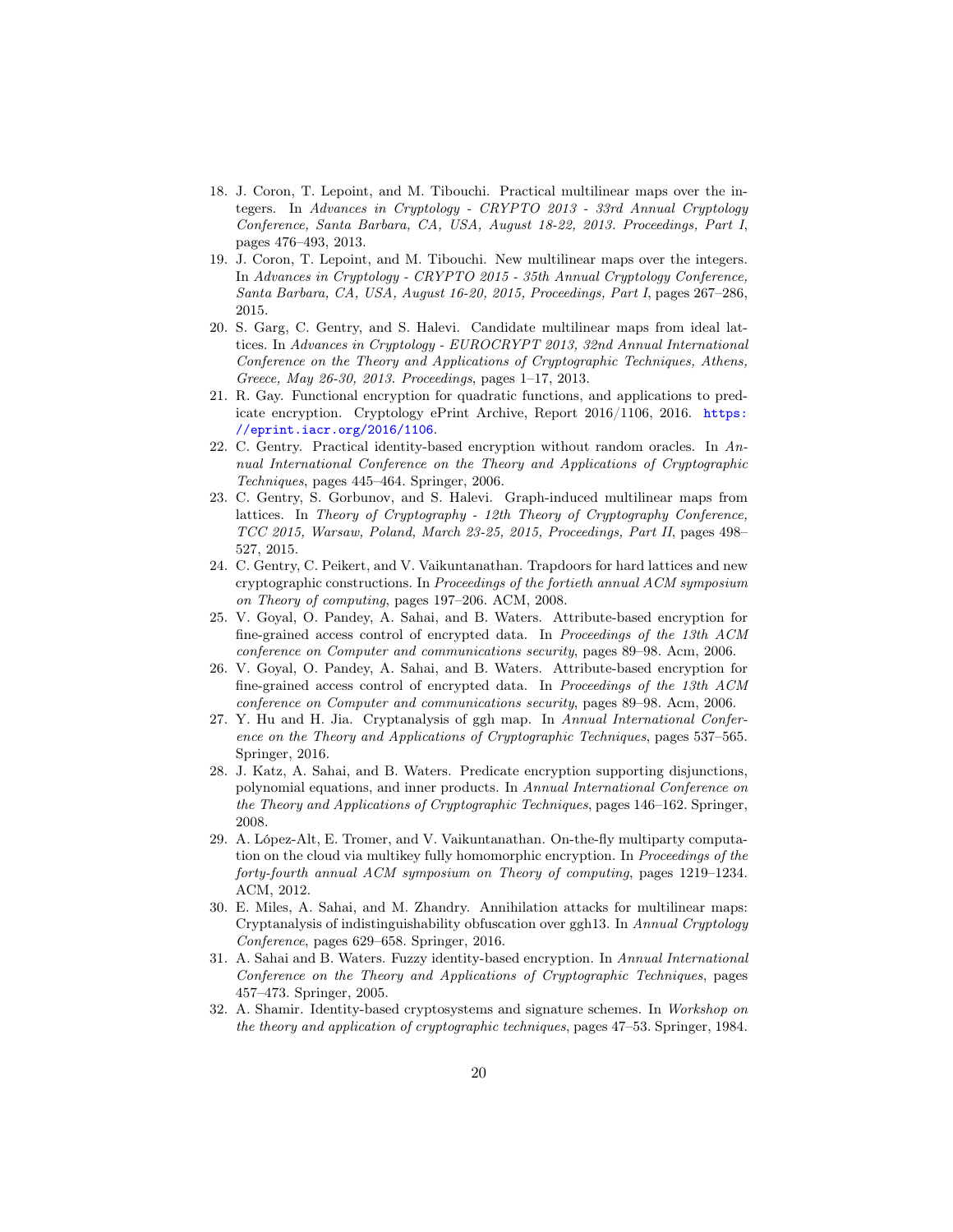18. J. Coron, T. Lepoint, and M. Tibouchi. Practical multilinear maps over the integers. In *Advances in Cryptology - CRYPTO 2013 - 33rd Annual Cryptology Conference, Santa Barbara, CA, USA, August 18-22, 2013. Proceedings, Part I*, pages 476–493, 2013.
19. J. Coron, T. Lepoint, and M. Tibouchi. New multilinear maps over the integers. In *Advances in Cryptology - CRYPTO 2015 - 35th Annual Cryptology Conference, Santa Barbara, CA, USA, August 16-20, 2015, Proceedings, Part I*, pages 267–286, 2015.
20. S. Garg, C. Gentry, and S. Halevi. Candidate multilinear maps from ideal lattices. In *Advances in Cryptology - EUROCRYPT 2013, 32nd Annual International Conference on the Theory and Applications of Cryptographic Techniques, Athens, Greece, May 26-30, 2013. Proceedings*, pages 1–17, 2013.
21. R. Gay. Functional encryption for quadratic functions, and applications to predicate encryption. Cryptology ePrint Archive, Report 2016/1106, 2016. https://eprint.iacr.org/2016/1106.
22. C. Gentry. Practical identity-based encryption without random oracles. In *Annual International Conference on the Theory and Applications of Cryptographic Techniques*, pages 445–464. Springer, 2006.
23. C. Gentry, S. Gorbunov, and S. Halevi. Graph-induced multilinear maps from lattices. In *Theory of Cryptography - 12th Theory of Cryptography Conference, TCC 2015, Warsaw, Poland, March 23-25, 2015, Proceedings, Part II*, pages 498–527, 2015.
24. C. Gentry, C. Peikert, and V. Vaikuntanathan. Trapdoors for hard lattices and new cryptographic constructions. In *Proceedings of the fortieth annual ACM symposium on Theory of computing*, pages 197–206. ACM, 2008.
25. V. Goyal, O. Pandey, A. Sahai, and B. Waters. Attribute-based encryption for fine-grained access control of encrypted data. In *Proceedings of the 13th ACM conference on Computer and communications security*, pages 89–98. Acm, 2006.
26. V. Goyal, O. Pandey, A. Sahai, and B. Waters. Attribute-based encryption for fine-grained access control of encrypted data. In *Proceedings of the 13th ACM conference on Computer and communications security*, pages 89–98. Acm, 2006.
27. Y. Hu and H. Jia. Cryptanalysis of ggh map. In *Annual International Conference on the Theory and Applications of Cryptographic Techniques*, pages 537–565. Springer, 2016.
28. J. Katz, A. Sahai, and B. Waters. Predicate encryption supporting disjunctions, polynomial equations, and inner products. In *Annual International Conference on the Theory and Applications of Cryptographic Techniques*, pages 146–162. Springer, 2008.
29. A. López-Alt, E. Tromer, and V. Vaikuntanathan. On-the-fly multiparty computation on the cloud via multikey fully homomorphic encryption. In *Proceedings of the forty-fourth annual ACM symposium on Theory of computing*, pages 1219–1234. ACM, 2012.
30. E. Miles, A. Sahai, and M. Zhandry. Annihilation attacks for multilinear maps: Cryptanalysis of indistinguishability obfuscation over ggh13. In *Annual Cryptology Conference*, pages 629–658. Springer, 2016.
31. A. Sahai and B. Waters. Fuzzy identity-based encryption. In *Annual International Conference on the Theory and Applications of Cryptographic Techniques*, pages 457–473. Springer, 2005.
32. A. Shamir. Identity-based cryptosystems and signature schemes. In *Workshop on the theory and application of cryptographic techniques*, pages 47–53. Springer, 1984.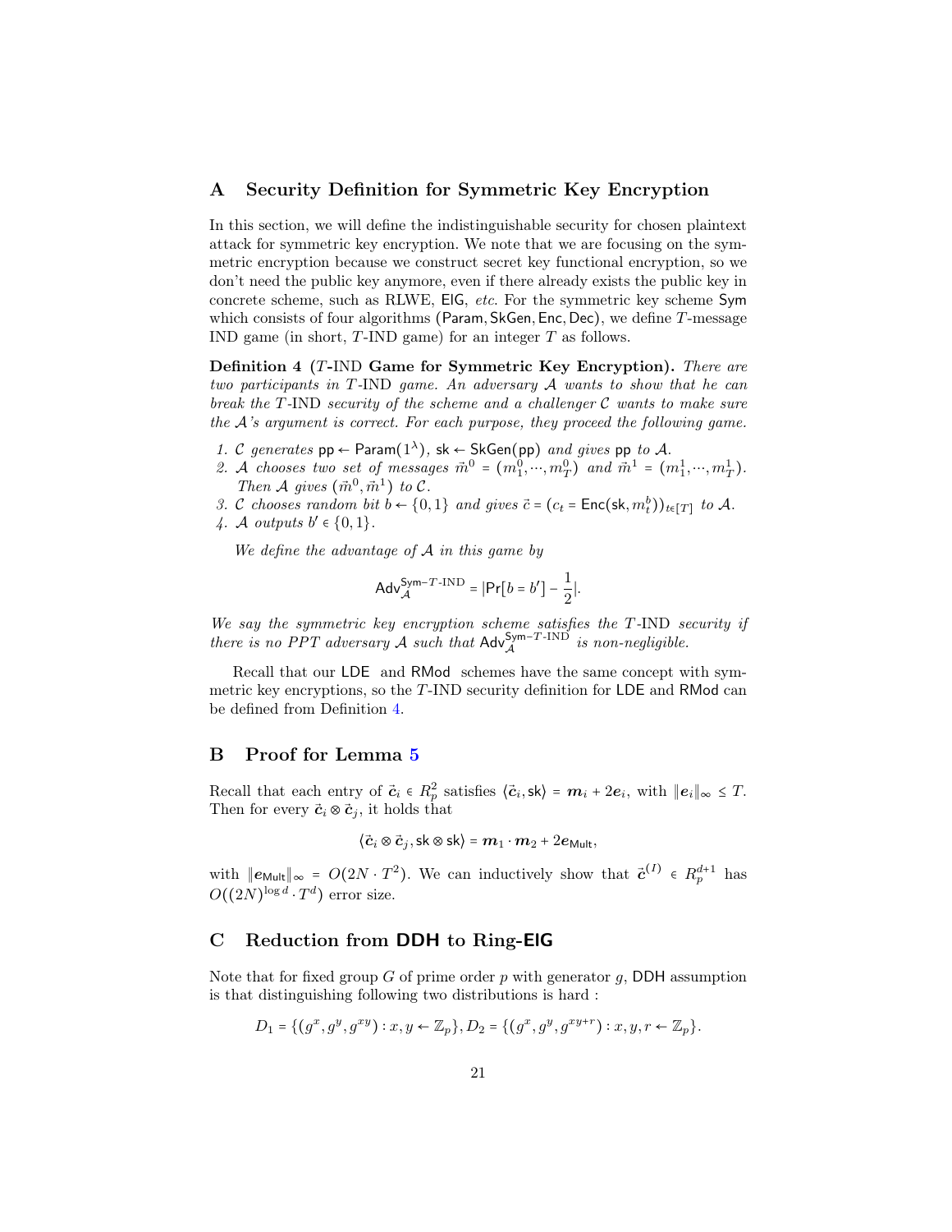## A Security Definition for Symmetric Key Encryption

In this section, we will define the indistinguishable security for chosen plaintext attack for symmetric key encryption. We note that we are focusing on the symmetric encryption because we construct secret key functional encryption, so we don't need the public key anymore, even if there already exists the public key in concrete scheme, such as RLWE, ElG, *etc.* For the symmetric key scheme Sym which consists of four algorithms (Param, SkGen, Enc, Dec), we define $T$-message IND game (in short, $T$-IND game) for an integer $T$ as follows.

**Definition 4 ($T$-IND Game for Symmetric Key Encryption).** *There are two participants in $T$-IND game. An adversary $\mathcal{A}$ wants to show that he can break the $T$-IND security of the scheme and a challenger $\mathcal{C}$ wants to make sure the $\mathcal{A}$'s argument is correct. For each purpose, they proceed the following game.*

1. *$\mathcal{C}$ generates $\mathsf{pp} \leftarrow \mathsf{Param}(1^\lambda)$, $\mathsf{sk} \leftarrow \mathsf{SkGen}(\mathsf{pp})$ and gives $\mathsf{pp}$ to $\mathcal{A}$.*
2. *$\mathcal{A}$ chooses two set of messages $\vec{m}^0 = (m_1^0, \cdots, m_T^0)$ and $\vec{m}^1 = (m_1^1, \cdots, m_T^1)$. Then $\mathcal{A}$ gives $(\vec{m}^0, \vec{m}^1)$ to $\mathcal{C}$.*
3. *$\mathcal{C}$ chooses random bit $b \leftarrow \{0,1\}$ and gives $\vec{c} = (c_t = \mathsf{Enc}(\mathsf{sk}, m_t^b))_{t \in [T]}$ to $\mathcal{A}$.*
4. *$\mathcal{A}$ outputs $b' \in \{0,1\}$.*

*We define the advantage of $\mathcal{A}$ in this game by*

$$\mathsf{Adv}_{\mathcal{A}}^{\mathsf{Sym}-T\text{-IND}} = |\Pr[b = b'] - \frac{1}{2}|.$$

*We say the symmetric key encryption scheme satisfies the $T$-IND security if there is no PPT adversary $\mathcal{A}$ such that $\mathsf{Adv}_{\mathcal{A}}^{\mathsf{Sym}-T\text{-IND}}$ is non-negligible.*

Recall that our LDE and RMod schemes have the same concept with symmetric key encryptions, so the $T$-IND security definition for LDE and RMod can be defined from Definition 4.

## B Proof for Lemma 5

Recall that each entry of $\vec{\boldsymbol{c}}_i \in R_p^2$ satisfies $\langle \vec{\boldsymbol{c}}_i, \mathsf{sk} \rangle = \boldsymbol{m}_i + 2\boldsymbol{e}_i$, with $\|\boldsymbol{e}_i\|_\infty \le T$. Then for every $\vec{\boldsymbol{c}}_i \otimes \vec{\boldsymbol{c}}_j$, it holds that

$$\langle \vec{\boldsymbol{c}}_i \otimes \vec{\boldsymbol{c}}_j, \mathsf{sk} \otimes \mathsf{sk} \rangle = \boldsymbol{m}_1 \cdot \boldsymbol{m}_2 + 2\boldsymbol{e}_{\mathsf{Mult}},$$

with $\|\boldsymbol{e}_{\mathsf{Mult}}\|_\infty = O(2N \cdot T^2)$. We can inductively show that $\vec{\boldsymbol{c}}^{(I)} \in R_p^{d+1}$ has $O((2N)^{\log d} \cdot T^d)$ error size.

## C Reduction from DDH to Ring-ElG

Note that for fixed group $G$ of prime order $p$ with generator $g$, DDH assumption is that distinguishing following two distributions is hard :

$$D_1 = \{(g^x, g^y, g^{xy}) : x, y \leftarrow \mathbb{Z}_p\}, D_2 = \{(g^x, g^y, g^{xy+r}) : x, y, r \leftarrow \mathbb{Z}_p\}.$$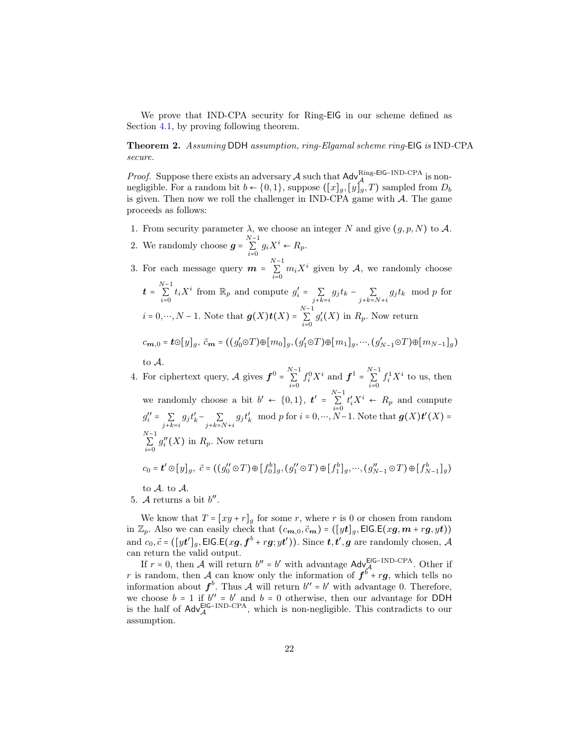We prove that IND-CPA security for Ring-$\mathsf{ElG}$ in our scheme defined as Section 4.1, by proving following theorem.

**Theorem 2.** *Assuming* $\mathsf{DDH}$ *assumption, ring-Elgamal scheme ring-*$\mathsf{ElG}$ *is* IND-CPA *secure.*

*Proof.* Suppose there exists an adversary $\mathcal{A}$ such that $\mathsf{Adv}_{\mathcal{A}}^{\text{Ring-}\mathsf{ElG}-\text{IND-CPA}}$ is non-negligible. For a random bit $b \leftarrow \{0,1\}$, suppose $([x]_g, [y]_g, T)$ sampled from $D_b$ is given. Then now we roll the challenger in IND-CPA game with $\mathcal{A}$. The game proceeds as follows:

1. From security parameter $\lambda$, we choose an integer $N$ and give $(g, p, N)$ to $\mathcal{A}$.
2. We randomly choose $\boldsymbol{g} = \sum_{i=0}^{N-1} g_i X^i \leftarrow R_p$.
3. For each message query $\boldsymbol{m} = \sum_{i=0}^{N-1} m_i X^i$ given by $\mathcal{A}$, we randomly choose $\boldsymbol{t} = \sum_{i=0}^{N-1} t_i X^i$ from $\mathbb{R}_p$ and compute $g'_i = \sum_{j+k=i} g_j t_k - \sum_{j+k=N+i} g_j t_k \mod p$ for $i = 0, \cdots, N-1$. Note that $\boldsymbol{g}(X)\boldsymbol{t}(X) = \sum_{i=0}^{N-1} g'_i(X)$ in $R_p$. Now return

   $c_{\boldsymbol{m},0} = \boldsymbol{t} \odot [y]_g,\ \vec{c}_{\boldsymbol{m}} = ((g'_0 \odot T) \oplus [m_0]_g, (g'_1 \odot T) \oplus [m_1]_g, \cdots, (g'_{N-1} \odot T) \oplus [m_{N-1}]_g)$

   to $\mathcal{A}$.
4. For ciphertext query, $\mathcal{A}$ gives $\boldsymbol{f}^0 = \sum_{i=0}^{N-1} f_i^0 X^i$ and $\boldsymbol{f}^1 = \sum_{i=0}^{N-1} f_i^1 X^i$ to us, then we randomly choose a bit $b' \leftarrow \{0,1\}$, $\boldsymbol{t}' = \sum_{i=0}^{N-1} t'_i X^i \leftarrow R_p$ and compute $g''_i = \sum_{j+k=i} g_j t'_k - \sum_{j+k=N+i} g_j t'_k \mod p$ for $i = 0, \cdots, N-1$. Note that $\boldsymbol{g}(X)\boldsymbol{t}'(X) = \sum_{i=0}^{N-1} g''_i(X)$ in $R_p$. Now return

   $c_0 = \boldsymbol{t}' \odot [y]_g,\ \vec{c} = ((g''_0 \odot T) \oplus [f_0^b]_g, (g''_1 \odot T) \oplus [f_1^b]_g, \cdots, (g''_{N-1} \odot T) \oplus [f_{N-1}^b]_g)$

   to $\mathcal{A}$. to $\mathcal{A}$.
5. $\mathcal{A}$ returns a bit $b''$.

We know that $T = [xy + r]_g$ for some $r$, where $r$ is 0 or chosen from random in $\mathbb{Z}_p$. Also we can easily check that $(c_{\boldsymbol{m},0}, \vec{c}_{\boldsymbol{m}}) = ([y\boldsymbol{t}]_g, \mathsf{ElG.E}(x\boldsymbol{g}, \boldsymbol{m} + r\boldsymbol{g}, y\boldsymbol{t}))$ and $c_0, \vec{c} = ([y\boldsymbol{t}']_g, \mathsf{ElG.E}(x\boldsymbol{g}, \boldsymbol{f}^b + r\boldsymbol{g}; y\boldsymbol{t}'))$. Since $\boldsymbol{t}, \boldsymbol{t}', \boldsymbol{g}$ are randomly chosen, $\mathcal{A}$ can return the valid output.

If $r = 0$, then $\mathcal{A}$ will return $b'' = b'$ with advantage $\mathsf{Adv}_{\mathcal{A}}^{\mathsf{ElG}-\text{IND-CPA}}$. Other if $r$ is random, then $\mathcal{A}$ can know only the information of $\boldsymbol{f}^b + r\boldsymbol{g}$, which tells no information about $\boldsymbol{f}^b$. Thus $\mathcal{A}$ will return $b'' = b'$ with advantage 0. Therefore, we choose $b = 1$ if $b'' = b'$ and $b = 0$ otherwise, then our advantage for $\mathsf{DDH}$ is the half of $\mathsf{Adv}_{\mathcal{A}}^{\mathsf{ElG}-\text{IND-CPA}}$, which is non-negligible. This contradicts to our assumption.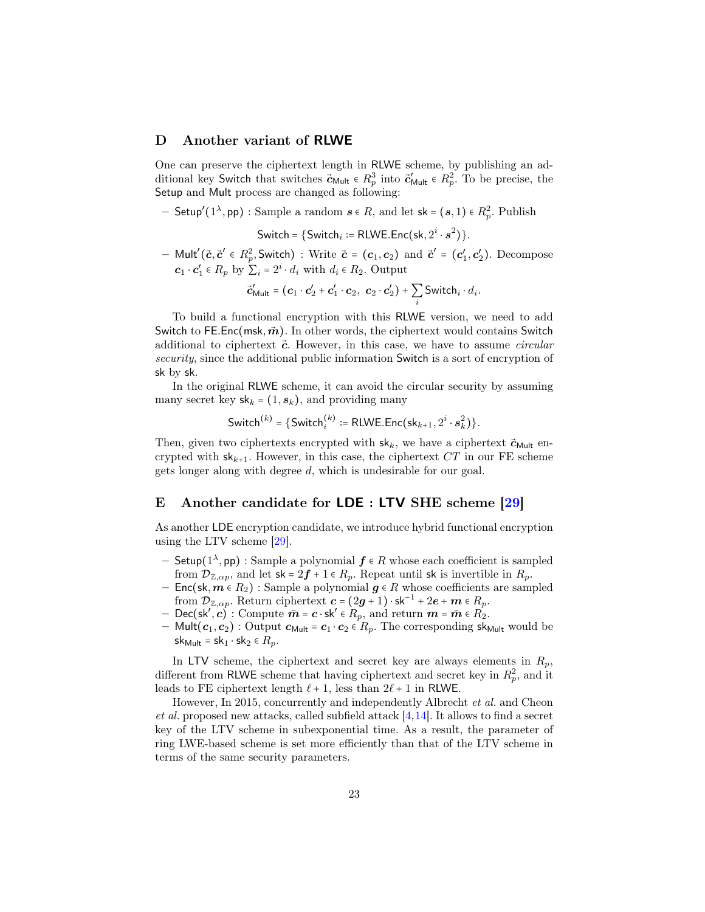## D Another variant of RLWE

One can preserve the ciphertext length in RLWE scheme, by publishing an additional key Switch that switches $\vec{c}_{\mathsf{Mult}} \in R_p^3$ into $\vec{c}'_{\mathsf{Mult}} \in R_p^2$. To be precise, the Setup and Mult process are changed as following:

– $\mathsf{Setup}'(1^\lambda, \mathsf{pp})$ : Sample a random $\boldsymbol{s} \in R$, and let $\mathsf{sk} = (\boldsymbol{s}, 1) \in R_p^2$. Publish

$$\mathsf{Switch} = \{\mathsf{Switch}_i \coloneqq \mathsf{RLWE.Enc}(\mathsf{sk}, 2^i \cdot \boldsymbol{s}^2)\}.$$

– $\mathsf{Mult}'(\vec{c}, \vec{c}' \in R_p^2, \mathsf{Switch})$ : Write $\vec{c} = (\boldsymbol{c}_1, \boldsymbol{c}_2)$ and $\vec{c}' = (\boldsymbol{c}'_1, \boldsymbol{c}'_2)$. Decompose $\boldsymbol{c}_1 \cdot \boldsymbol{c}'_1 \in R_p$ by $\sum_i = 2^i \cdot d_i$ with $d_i \in R_2$. Output

$$\vec{c}'_{\mathsf{Mult}} = (\boldsymbol{c}_1 \cdot \boldsymbol{c}'_2 + \boldsymbol{c}'_1 \cdot \boldsymbol{c}_2,\ \boldsymbol{c}_2 \cdot \boldsymbol{c}'_2) + \sum_i \mathsf{Switch}_i \cdot d_i.$$

To build a functional encryption with this RLWE version, we need to add Switch to $\mathsf{FE.Enc}(\mathsf{msk}, \vec{\boldsymbol{m}})$. In other words, the ciphertext would contains Switch additional to ciphertext $\vec{c}$. However, in this case, we have to assume *circular security*, since the additional public information Switch is a sort of encryption of sk by sk.

In the original RLWE scheme, it can avoid the circular security by assuming many secret key $\mathsf{sk}_k = (1, \boldsymbol{s}_k)$, and providing many

$$\mathsf{Switch}^{(k)} = \{\mathsf{Switch}_i^{(k)} \coloneqq \mathsf{RLWE.Enc}(\mathsf{sk}_{k+1}, 2^i \cdot \boldsymbol{s}_k^2)\}.$$

Then, given two ciphertexts encrypted with $\mathsf{sk}_k$, we have a ciphertext $\vec{c}_{\mathsf{Mult}}$ encrypted with $\mathsf{sk}_{k+1}$. However, in this case, the ciphertext $CT$ in our FE scheme gets longer along with degree $d$, which is undesirable for our goal.

## E Another candidate for LDE : LTV SHE scheme [29]

As another LDE encryption candidate, we introduce hybrid functional encryption using the LTV scheme [29].

– $\mathsf{Setup}(1^\lambda, \mathsf{pp})$ : Sample a polynomial $\boldsymbol{f} \in R$ whose each coefficient is sampled from $\mathcal{D}_{\mathbb{Z},\alpha p}$, and let $\mathsf{sk} = 2\boldsymbol{f} + 1 \in R_p$. Repeat until sk is invertible in $R_p$.
– $\mathsf{Enc}(\mathsf{sk}, \boldsymbol{m} \in R_2)$ : Sample a polynomial $\boldsymbol{g} \in R$ whose coefficients are sampled from $\mathcal{D}_{\mathbb{Z},\alpha p}$. Return ciphertext $\boldsymbol{c} = (2\boldsymbol{g} + 1) \cdot \mathsf{sk}^{-1} + 2\boldsymbol{e} + \boldsymbol{m} \in R_p$.
– $\mathsf{Dec}(\mathsf{sk}', \boldsymbol{c})$ : Compute $\bar{\boldsymbol{m}} = \boldsymbol{c} \cdot \mathsf{sk}' \in R_p$, and return $\boldsymbol{m} = \bar{\boldsymbol{m}} \in R_2$.
– $\mathsf{Mult}(\boldsymbol{c}_1, \boldsymbol{c}_2)$ : Output $\boldsymbol{c}_{\mathsf{Mult}} = \boldsymbol{c}_1 \cdot \boldsymbol{c}_2 \in R_p$. The corresponding $\mathsf{sk}_{\mathsf{Mult}}$ would be $\mathsf{sk}_{\mathsf{Mult}} = \mathsf{sk}_1 \cdot \mathsf{sk}_2 \in R_p$.

In LTV scheme, the ciphertext and secret key are always elements in $R_p$, different from RLWE scheme that having ciphertext and secret key in $R_p^2$, and it leads to FE ciphertext length $\ell + 1$, less than $2\ell + 1$ in RLWE.

However, In 2015, concurrently and independently Albrecht *et al.* and Cheon *et al.* proposed new attacks, called subfield attack [4,14]. It allows to find a secret key of the LTV scheme in subexponential time. As a result, the parameter of ring LWE-based scheme is set more efficiently than that of the LTV scheme in terms of the same security parameters.